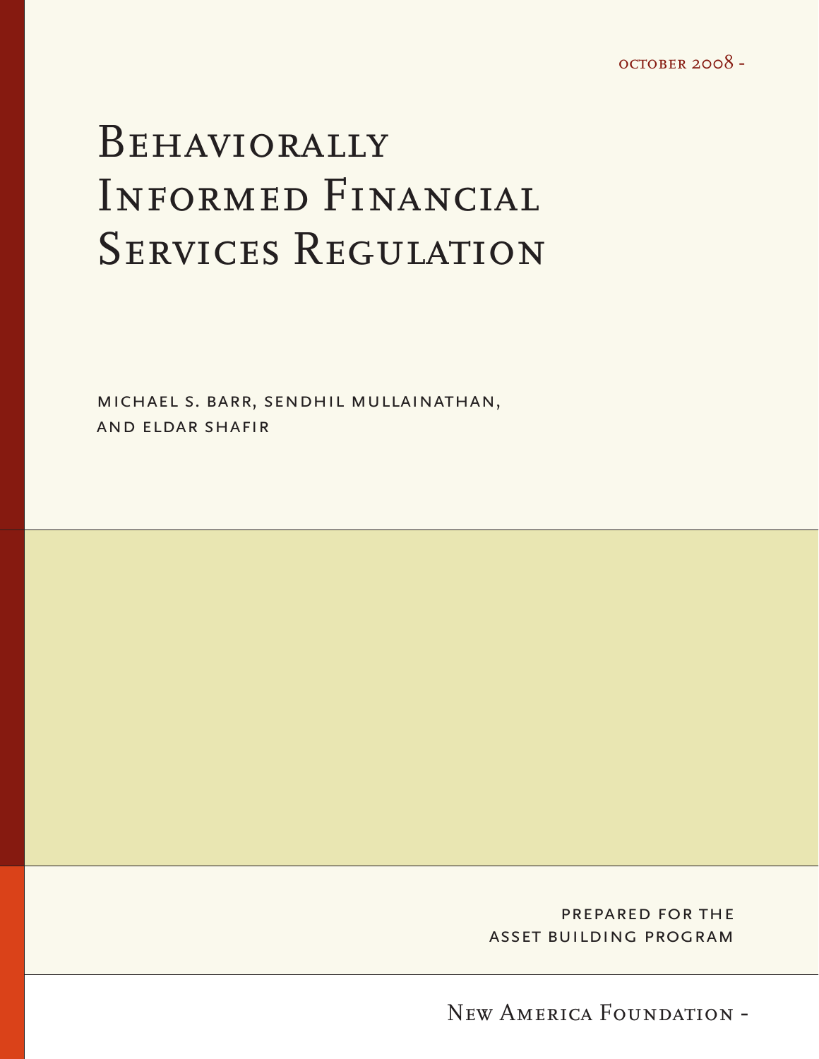october 2008

# Behaviorally Informed Financial Services Regulation

michael s. barr, sendhil mullainathan, and eldar shafir

prepared for the asset building program

New America Foundation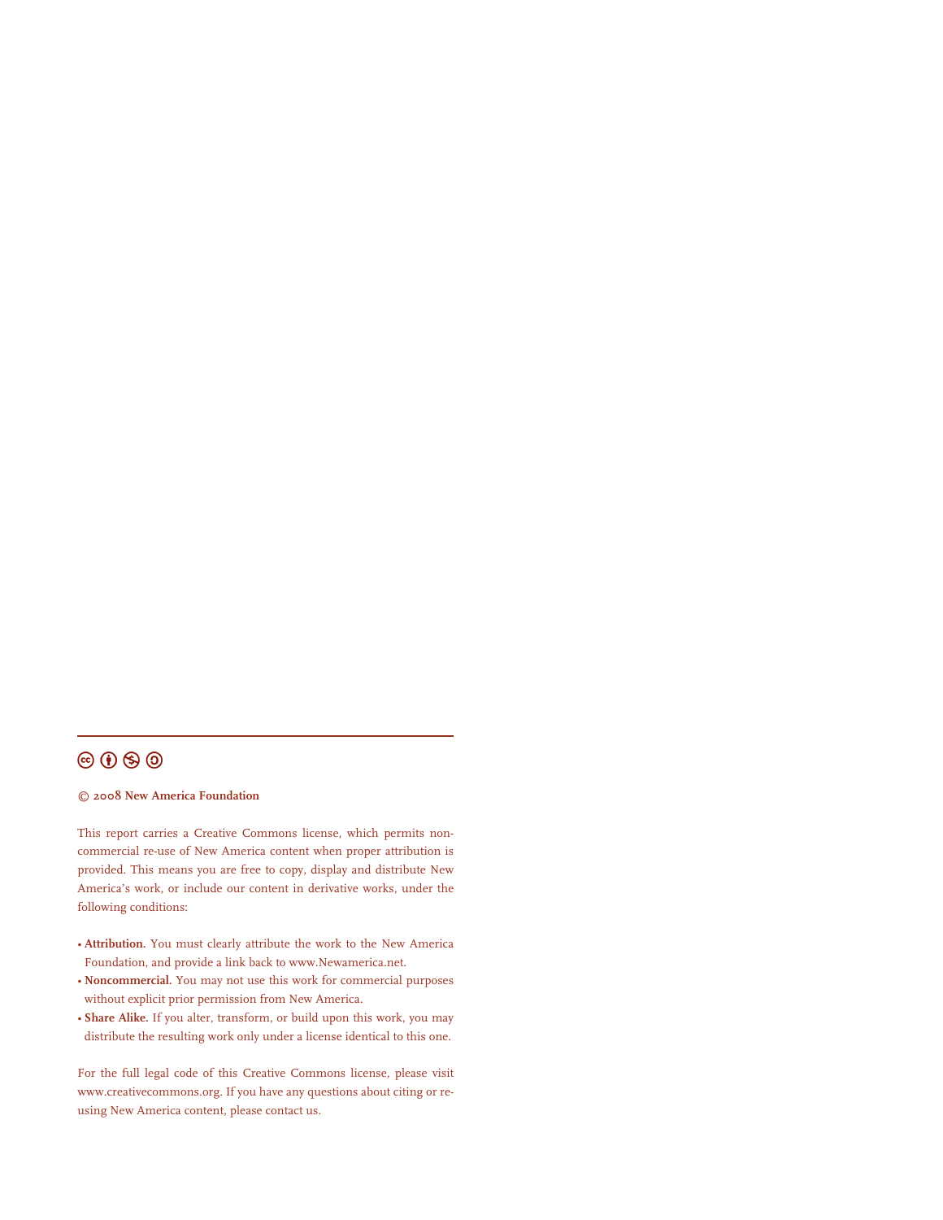© 2008 New America Foundation

This report carries a Creative Commons license, which permits non-commercial re-use of New America content when proper attribution is provided. This means you are free to copy, display and distribute New America's work, or include our content in derivative works, under the following conditions:

- **Attribution.** You must clearly attribute the work to the New America Foundation, and provide a link back to www.Newamerica.net.
- **Noncommercial.** You may not use this work for commercial purposes without explicit prior permission from New America.
- **Share Alike.** If you alter, transform, or build upon this work, you may distribute the resulting work only under a license identical to this one.

For the full legal code of this Creative Commons license, please visit www.creativecommons.org. If you have any questions about citing or re-using New America content, please contact us.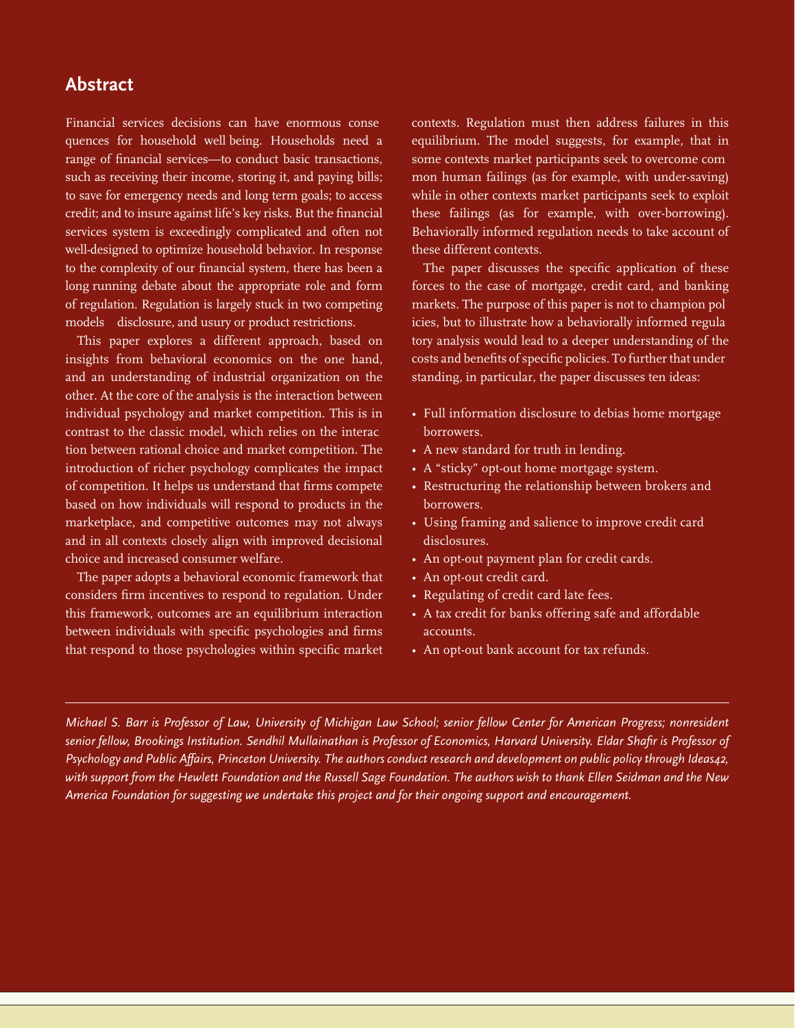## Abstract

Financial services decisions can have enormous consequences for household well being. Households need a range of financial services—to conduct basic transactions, such as receiving their income, storing it, and paying bills; to save for emergency needs and long term goals; to access credit; and to insure against life's key risks. But the financial services system is exceedingly complicated and often not well-designed to optimize household behavior. In response to the complexity of our financial system, there has been a long running debate about the appropriate role and form of regulation. Regulation is largely stuck in two competing models disclosure, and usury or product restrictions.

This paper explores a different approach, based on insights from behavioral economics on the one hand, and an understanding of industrial organization on the other. At the core of the analysis is the interaction between individual psychology and market competition. This is in contrast to the classic model, which relies on the interaction between rational choice and market competition. The introduction of richer psychology complicates the impact of competition. It helps us understand that firms compete based on how individuals will respond to products in the marketplace, and competitive outcomes may not always and in all contexts closely align with improved decisional choice and increased consumer welfare.

The paper adopts a behavioral economic framework that considers firm incentives to respond to regulation. Under this framework, outcomes are an equilibrium interaction between individuals with specific psychologies and firms that respond to those psychologies within specific market contexts. Regulation must then address failures in this equilibrium. The model suggests, for example, that in some contexts market participants seek to overcome common human failings (as for example, with under-saving) while in other contexts market participants seek to exploit these failings (as for example, with over-borrowing). Behaviorally informed regulation needs to take account of these different contexts.

The paper discusses the specific application of these forces to the case of mortgage, credit card, and banking markets. The purpose of this paper is not to champion policies, but to illustrate how a behaviorally informed regulatory analysis would lead to a deeper understanding of the costs and benefits of specific policies. To further that understanding, in particular, the paper discusses ten ideas:

- Full information disclosure to debias home mortgage borrowers.
- A new standard for truth in lending.
- A "sticky" opt-out home mortgage system.
- Restructuring the relationship between brokers and borrowers.
- Using framing and salience to improve credit card disclosures.
- An opt-out payment plan for credit cards.
- An opt-out credit card.
- Regulating of credit card late fees.
- A tax credit for banks offering safe and affordable accounts.
- An opt-out bank account for tax refunds.

---

*Michael S. Barr is Professor of Law, University of Michigan Law School; senior fellow Center for American Progress; nonresident senior fellow, Brookings Institution. Sendhil Mullainathan is Professor of Economics, Harvard University. Eldar Shafir is Professor of Psychology and Public Affairs, Princeton University. The authors conduct research and development on public policy through Ideas42, with support from the Hewlett Foundation and the Russell Sage Foundation. The authors wish to thank Ellen Seidman and the New America Foundation for suggesting we undertake this project and for their ongoing support and encouragement.*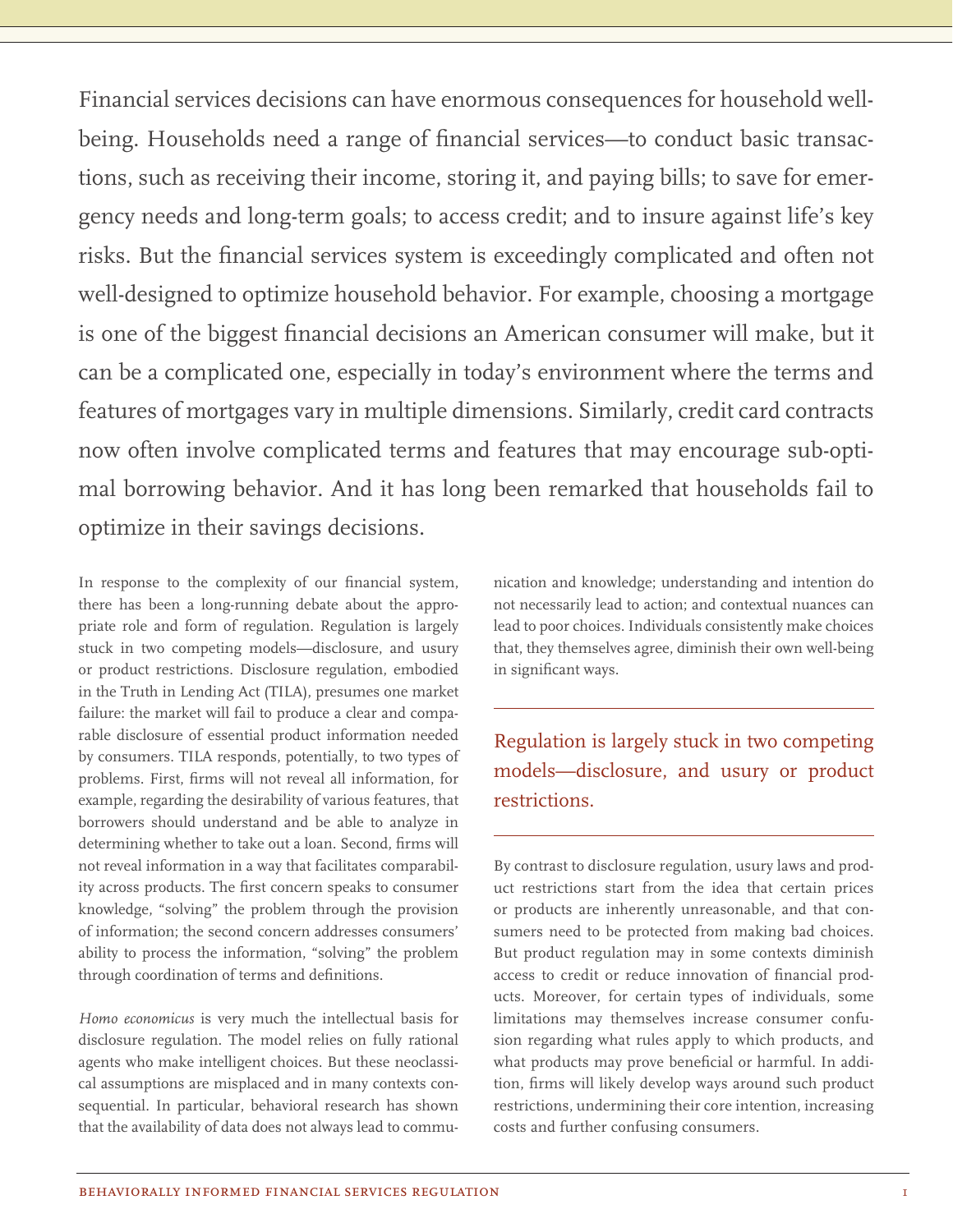Financial services decisions can have enormous consequences for household well-being. Households need a range of financial services—to conduct basic transactions, such as receiving their income, storing it, and paying bills; to save for emergency needs and long-term goals; to access credit; and to insure against life's key risks. But the financial services system is exceedingly complicated and often not well-designed to optimize household behavior. For example, choosing a mortgage is one of the biggest financial decisions an American consumer will make, but it can be a complicated one, especially in today's environment where the terms and features of mortgages vary in multiple dimensions. Similarly, credit card contracts now often involve complicated terms and features that may encourage sub-optimal borrowing behavior. And it has long been remarked that households fail to optimize in their savings decisions.

In response to the complexity of our financial system, there has been a long-running debate about the appropriate role and form of regulation. Regulation is largely stuck in two competing models—disclosure, and usury or product restrictions. Disclosure regulation, embodied in the Truth in Lending Act (TILA), presumes one market failure: the market will fail to produce a clear and comparable disclosure of essential product information needed by consumers. TILA responds, potentially, to two types of problems. First, firms will not reveal all information, for example, regarding the desirability of various features, that borrowers should understand and be able to analyze in determining whether to take out a loan. Second, firms will not reveal information in a way that facilitates comparability across products. The first concern speaks to consumer knowledge, "solving" the problem through the provision of information; the second concern addresses consumers' ability to process the information, "solving" the problem through coordination of terms and definitions.

*Homo economicus* is very much the intellectual basis for disclosure regulation. The model relies on fully rational agents who make intelligent choices. But these neoclassical assumptions are misplaced and in many contexts consequential. In particular, behavioral research has shown that the availability of data does not always lead to communication and knowledge; understanding and intention do not necessarily lead to action; and contextual nuances can lead to poor choices. Individuals consistently make choices that, they themselves agree, diminish their own well-being in significant ways.

> Regulation is largely stuck in two competing models—disclosure, and usury or product restrictions.

By contrast to disclosure regulation, usury laws and product restrictions start from the idea that certain prices or products are inherently unreasonable, and that consumers need to be protected from making bad choices. But product regulation may in some contexts diminish access to credit or reduce innovation of financial products. Moreover, for certain types of individuals, some limitations may themselves increase consumer confusion regarding what rules apply to which products, and what products may prove beneficial or harmful. In addition, firms will likely develop ways around such product restrictions, undermining their core intention, increasing costs and further confusing consumers.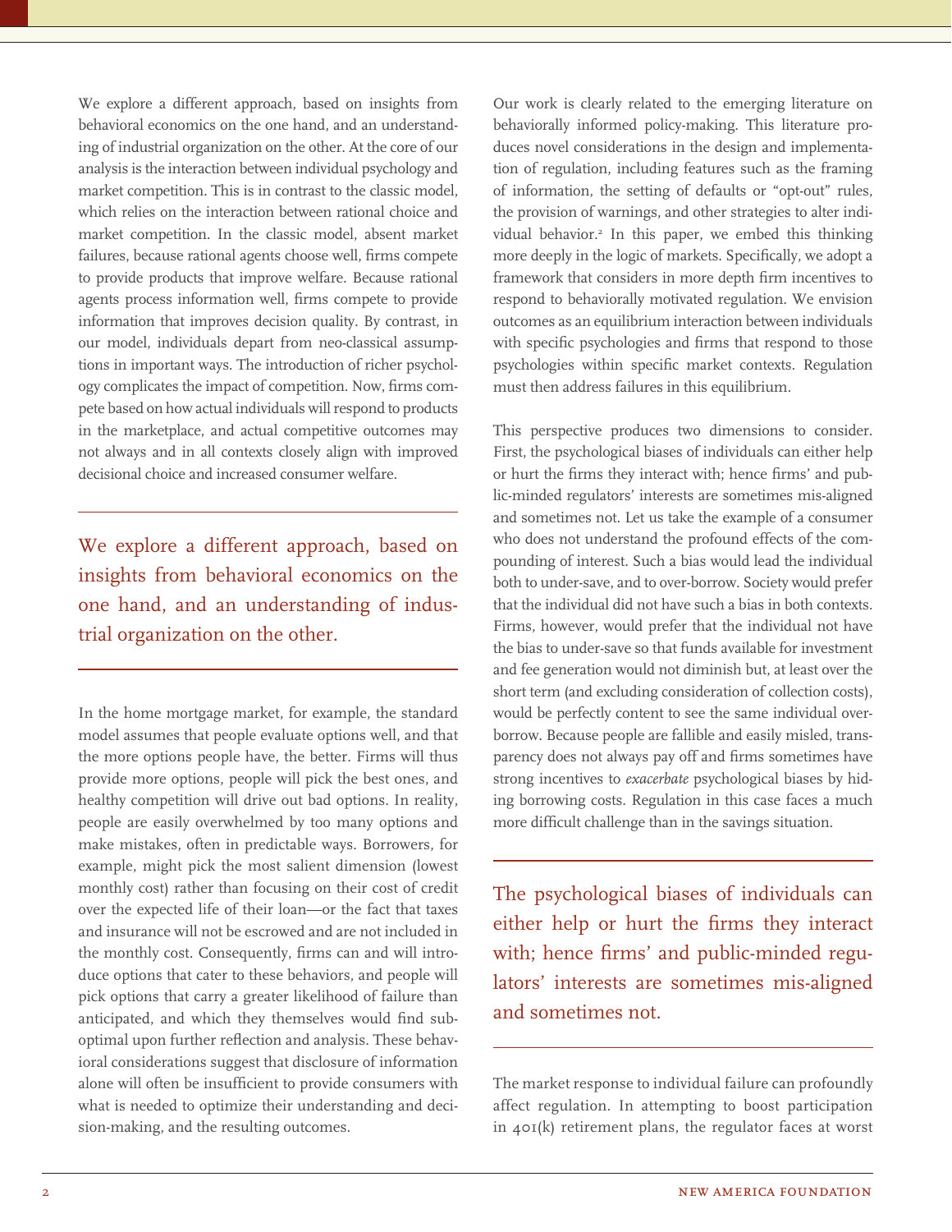We explore a different approach, based on insights from behavioral economics on the one hand, and an understanding of industrial organization on the other. At the core of our analysis is the interaction between individual psychology and market competition. This is in contrast to the classic model, which relies on the interaction between rational choice and market competition. In the classic model, absent market failures, because rational agents choose well, firms compete to provide products that improve welfare. Because rational agents process information well, firms compete to provide information that improves decision quality. By contrast, in our model, individuals depart from neo-classical assumptions in important ways. The introduction of richer psychology complicates the impact of competition. Now, firms compete based on how actual individuals will respond to products in the marketplace, and actual competitive outcomes may not always and in all contexts closely align with improved decisional choice and increased consumer welfare.

> We explore a different approach, based on insights from behavioral economics on the one hand, and an understanding of industrial organization on the other.

In the home mortgage market, for example, the standard model assumes that people evaluate options well, and that the more options people have, the better. Firms will thus provide more options, people will pick the best ones, and healthy competition will drive out bad options. In reality, people are easily overwhelmed by too many options and make mistakes, often in predictable ways. Borrowers, for example, might pick the most salient dimension (lowest monthly cost) rather than focusing on their cost of credit over the expected life of their loan—or the fact that taxes and insurance will not be escrowed and are not included in the monthly cost. Consequently, firms can and will introduce options that cater to these behaviors, and people will pick options that carry a greater likelihood of failure than anticipated, and which they themselves would find suboptimal upon further reflection and analysis. These behavioral considerations suggest that disclosure of information alone will often be insufficient to provide consumers with what is needed to optimize their understanding and decision-making, and the resulting outcomes.

Our work is clearly related to the emerging literature on behaviorally informed policy-making. This literature produces novel considerations in the design and implementation of regulation, including features such as the framing of information, the setting of defaults or "opt-out" rules, the provision of warnings, and other strategies to alter individual behavior.[2] In this paper, we embed this thinking more deeply in the logic of markets. Specifically, we adopt a framework that considers in more depth firm incentives to respond to behaviorally motivated regulation. We envision outcomes as an equilibrium interaction between individuals with specific psychologies and firms that respond to those psychologies within specific market contexts. Regulation must then address failures in this equilibrium.

This perspective produces two dimensions to consider. First, the psychological biases of individuals can either help or hurt the firms they interact with; hence firms' and public-minded regulators' interests are sometimes mis-aligned and sometimes not. Let us take the example of a consumer who does not understand the profound effects of the compounding of interest. Such a bias would lead the individual both to under-save, and to over-borrow. Society would prefer that the individual did not have such a bias in both contexts. Firms, however, would prefer that the individual not have the bias to under-save so that funds available for investment and fee generation would not diminish but, at least over the short term (and excluding consideration of collection costs), would be perfectly content to see the same individual over-borrow. Because people are fallible and easily misled, transparency does not always pay off and firms sometimes have strong incentives to *exacerbate* psychological biases by hiding borrowing costs. Regulation in this case faces a much more difficult challenge than in the savings situation.

> The psychological biases of individuals can either help or hurt the firms they interact with; hence firms' and public-minded regulators' interests are sometimes mis-aligned and sometimes not.

The market response to individual failure can profoundly affect regulation. In attempting to boost participation in 401(k) retirement plans, the regulator faces at worst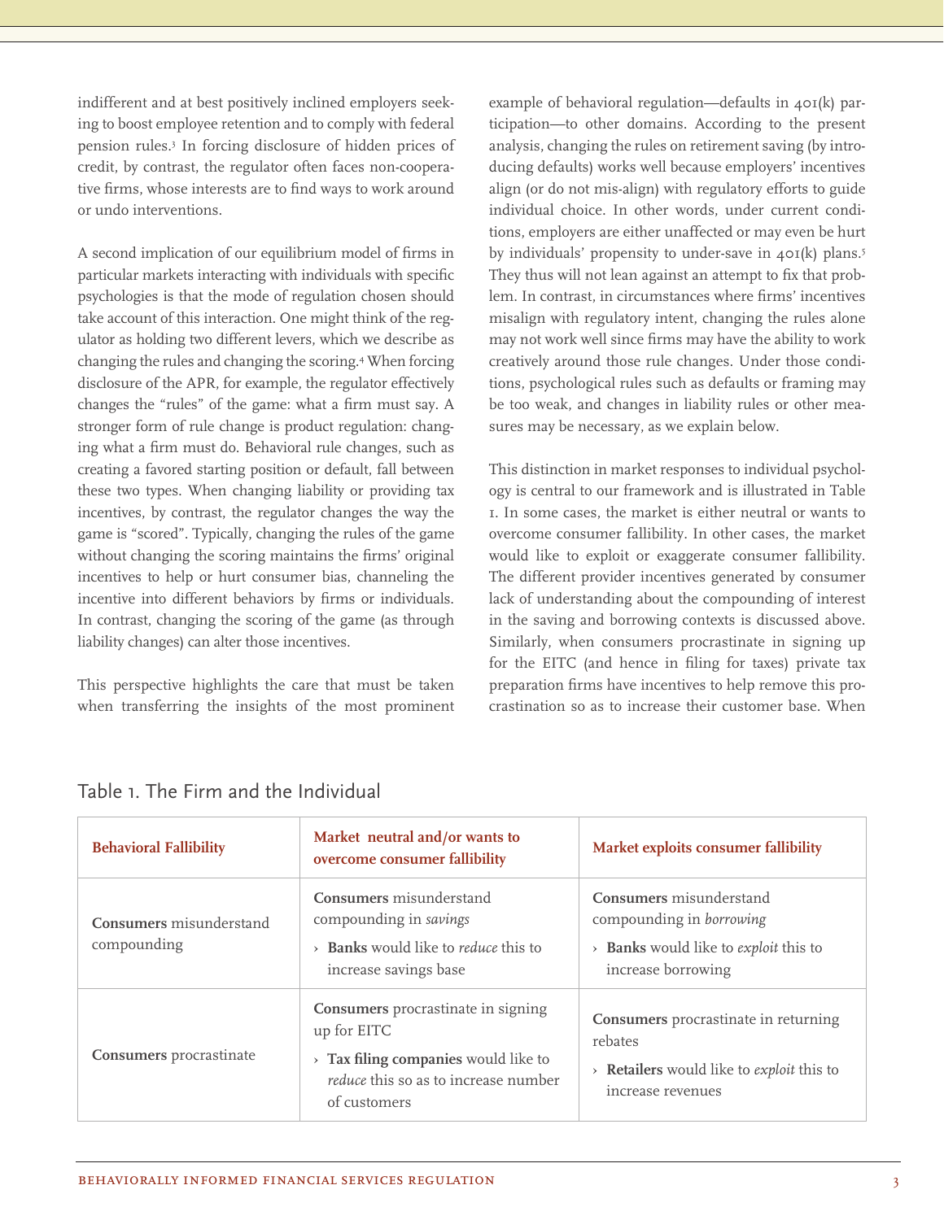indifferent and at best positively inclined employers seeking to boost employee retention and to comply with federal pension rules.[3] In forcing disclosure of hidden prices of credit, by contrast, the regulator often faces non-cooperative firms, whose interests are to find ways to work around or undo interventions.

A second implication of our equilibrium model of firms in particular markets interacting with individuals with specific psychologies is that the mode of regulation chosen should take account of this interaction. One might think of the regulator as holding two different levers, which we describe as changing the rules and changing the scoring.[4] When forcing disclosure of the APR, for example, the regulator effectively changes the "rules" of the game: what a firm must say. A stronger form of rule change is product regulation: changing what a firm must do. Behavioral rule changes, such as creating a favored starting position or default, fall between these two types. When changing liability or providing tax incentives, by contrast, the regulator changes the way the game is "scored". Typically, changing the rules of the game without changing the scoring maintains the firms' original incentives to help or hurt consumer bias, channeling the incentive into different behaviors by firms or individuals. In contrast, changing the scoring of the game (as through liability changes) can alter those incentives.

This perspective highlights the care that must be taken when transferring the insights of the most prominent example of behavioral regulation—defaults in 401(k) participation—to other domains. According to the present analysis, changing the rules on retirement saving (by introducing defaults) works well because employers' incentives align (or do not mis-align) with regulatory efforts to guide individual choice. In other words, under current conditions, employers are either unaffected or may even be hurt by individuals' propensity to under-save in 401(k) plans.[5] They thus will not lean against an attempt to fix that problem. In contrast, in circumstances where firms' incentives misalign with regulatory intent, changing the rules alone may not work well since firms may have the ability to work creatively around those rule changes. Under those conditions, psychological rules such as defaults or framing may be too weak, and changes in liability rules or other measures may be necessary, as we explain below.

This distinction in market responses to individual psychology is central to our framework and is illustrated in Table 1. In some cases, the market is either neutral or wants to overcome consumer fallibility. In other cases, the market would like to exploit or exaggerate consumer fallibility. The different provider incentives generated by consumer lack of understanding about the compounding of interest in the saving and borrowing contexts is discussed above. Similarly, when consumers procrastinate in signing up for the EITC (and hence in filing for taxes) private tax preparation firms have incentives to help remove this procrastination so as to increase their customer base. When

Table 1. The Firm and the Individual

| Behavioral Fallibility | Market neutral and/or wants to overcome consumer fallibility | Market exploits consumer fallibility |
|---|---|---|
| **Consumers** misunderstand compounding | **Consumers** misunderstand compounding in *savings*<br>› **Banks** would like to *reduce* this to increase savings base | **Consumers** misunderstand compounding in *borrowing*<br>› **Banks** would like to *exploit* this to increase borrowing |
| **Consumers** procrastinate | **Consumers** procrastinate in signing up for EITC<br>› **Tax filing companies** would like to *reduce* this so as to increase number of customers | **Consumers** procrastinate in returning rebates<br>› **Retailers** would like to *exploit* this to increase revenues |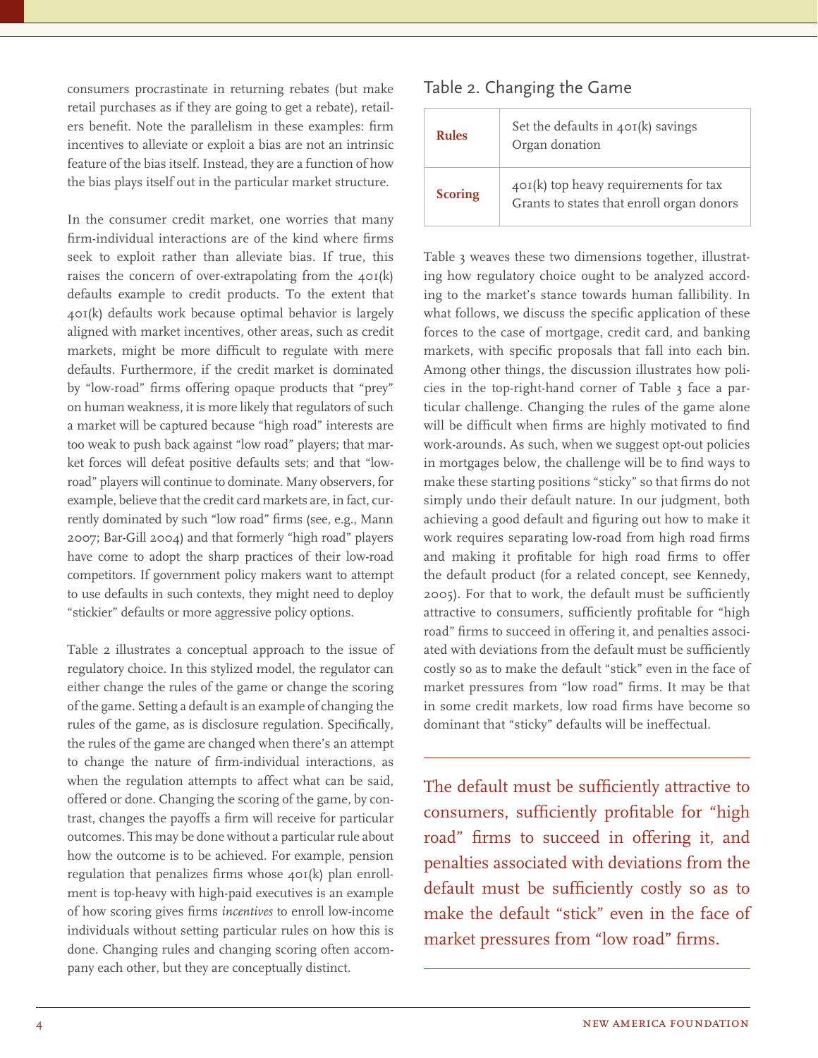consumers procrastinate in returning rebates (but make retail purchases as if they are going to get a rebate), retailers benefit. Note the parallelism in these examples: firm incentives to alleviate or exploit a bias are not an intrinsic feature of the bias itself. Instead, they are a function of how the bias plays itself out in the particular market structure.

In the consumer credit market, one worries that many firm-individual interactions are of the kind where firms seek to exploit rather than alleviate bias. If true, this raises the concern of over-extrapolating from the 401(k) defaults example to credit products. To the extent that 401(k) defaults work because optimal behavior is largely aligned with market incentives, other areas, such as credit markets, might be more difficult to regulate with mere defaults. Furthermore, if the credit market is dominated by "low-road" firms offering opaque products that "prey" on human weakness, it is more likely that regulators of such a market will be captured because "high road" interests are too weak to push back against "low road" players; that market forces will defeat positive defaults sets; and that "low-road" players will continue to dominate. Many observers, for example, believe that the credit card markets are, in fact, currently dominated by such "low road" firms (see, e.g., Mann 2007; Bar-Gill 2004) and that formerly "high road" players have come to adopt the sharp practices of their low-road competitors. If government policy makers want to attempt to use defaults in such contexts, they might need to deploy "stickier" defaults or more aggressive policy options.

Table 2 illustrates a conceptual approach to the issue of regulatory choice. In this stylized model, the regulator can either change the rules of the game or change the scoring of the game. Setting a default is an example of changing the rules of the game, as is disclosure regulation. Specifically, the rules of the game are changed when there's an attempt to change the nature of firm-individual interactions, as when the regulation attempts to affect what can be said, offered or done. Changing the scoring of the game, by contrast, changes the payoffs a firm will receive for particular outcomes. This may be done without a particular rule about how the outcome is to be achieved. For example, pension regulation that penalizes firms whose 401(k) plan enrollment is top-heavy with high-paid executives is an example of how scoring gives firms *incentives* to enroll low-income individuals without setting particular rules on how this is done. Changing rules and changing scoring often accompany each other, but they are conceptually distinct.

## Table 2. Changing the Game

| | |
|---|---|
| **Rules** | Set the defaults in 401(k) savings<br>Organ donation |
| **Scoring** | 401(k) top heavy requirements for tax<br>Grants to states that enroll organ donors |

Table 3 weaves these two dimensions together, illustrating how regulatory choice ought to be analyzed according to the market's stance towards human fallibility. In what follows, we discuss the specific application of these forces to the case of mortgage, credit card, and banking markets, with specific proposals that fall into each bin. Among other things, the discussion illustrates how policies in the top-right-hand corner of Table 3 face a particular challenge. Changing the rules of the game alone will be difficult when firms are highly motivated to find work-arounds. As such, when we suggest opt-out policies in mortgages below, the challenge will be to find ways to make these starting positions "sticky" so that firms do not simply undo their default nature. In our judgment, both achieving a good default and figuring out how to make it work requires separating low-road from high road firms and making it profitable for high road firms to offer the default product (for a related concept, see Kennedy, 2005). For that to work, the default must be sufficiently attractive to consumers, sufficiently profitable for "high road" firms to succeed in offering it, and penalties associated with deviations from the default must be sufficiently costly so as to make the default "stick" even in the face of market pressures from "low road" firms. It may be that in some credit markets, low road firms have become so dominant that "sticky" defaults will be ineffectual.

The default must be sufficiently attractive to consumers, sufficiently profitable for "high road" firms to succeed in offering it, and penalties associated with deviations from the default must be sufficiently costly so as to make the default "stick" even in the face of market pressures from "low road" firms.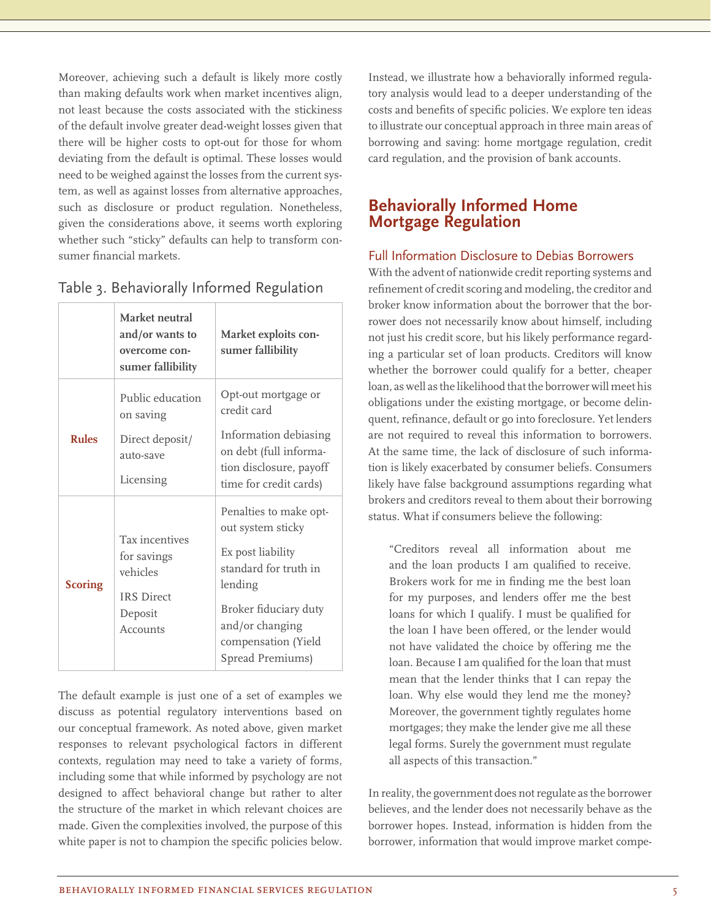Moreover, achieving such a default is likely more costly than making defaults work when market incentives align, not least because the costs associated with the stickiness of the default involve greater dead-weight losses given that there will be higher costs to opt-out for those for whom deviating from the default is optimal. These losses would need to be weighed against the losses from the current system, as well as against losses from alternative approaches, such as disclosure or product regulation. Nonetheless, given the considerations above, it seems worth exploring whether such "sticky" defaults can help to transform consumer financial markets.

Table 3. Behaviorally Informed Regulation

| | **Market neutral and/or wants to overcome consumer fallibility** | **Market exploits consumer fallibility** |
|---|---|---|
| **Rules** | Public education on saving<br>Direct deposit/auto-save<br>Licensing | Opt-out mortgage or credit card<br>Information debiasing on debt (full information disclosure, payoff time for credit cards) |
| **Scoring** | Tax incentives for savings vehicles<br>IRS Direct Deposit Accounts | Penalties to make opt-out system sticky<br>Ex post liability standard for truth in lending<br>Broker fiduciary duty and/or changing compensation (Yield Spread Premiums) |

The default example is just one of a set of examples we discuss as potential regulatory interventions based on our conceptual framework. As noted above, given market responses to relevant psychological factors in different contexts, regulation may need to take a variety of forms, including some that while informed by psychology are not designed to affect behavioral change but rather to alter the structure of the market in which relevant choices are made. Given the complexities involved, the purpose of this white paper is not to champion the specific policies below. Instead, we illustrate how a behaviorally informed regulatory analysis would lead to a deeper understanding of the costs and benefits of specific policies. We explore ten ideas to illustrate our conceptual approach in three main areas of borrowing and saving: home mortgage regulation, credit card regulation, and the provision of bank accounts.

## Behaviorally Informed Home Mortgage Regulation

### Full Information Disclosure to Debias Borrowers

With the advent of nationwide credit reporting systems and refinement of credit scoring and modeling, the creditor and broker know information about the borrower that the borrower does not necessarily know about himself, including not just his credit score, but his likely performance regarding a particular set of loan products. Creditors will know whether the borrower could qualify for a better, cheaper loan, as well as the likelihood that the borrower will meet his obligations under the existing mortgage, or become delinquent, refinance, default or go into foreclosure. Yet lenders are not required to reveal this information to borrowers. At the same time, the lack of disclosure of such information is likely exacerbated by consumer beliefs. Consumers likely have false background assumptions regarding what brokers and creditors reveal to them about their borrowing status. What if consumers believe the following:

> "Creditors reveal all information about me and the loan products I am qualified to receive. Brokers work for me in finding me the best loan for my purposes, and lenders offer me the best loans for which I qualify. I must be qualified for the loan I have been offered, or the lender would not have validated the choice by offering me the loan. Because I am qualified for the loan that must mean that the lender thinks that I can repay the loan. Why else would they lend me the money? Moreover, the government tightly regulates home mortgages; they make the lender give me all these legal forms. Surely the government must regulate all aspects of this transaction."

In reality, the government does not regulate as the borrower believes, and the lender does not necessarily behave as the borrower hopes. Instead, information is hidden from the borrower, information that would improve market compe-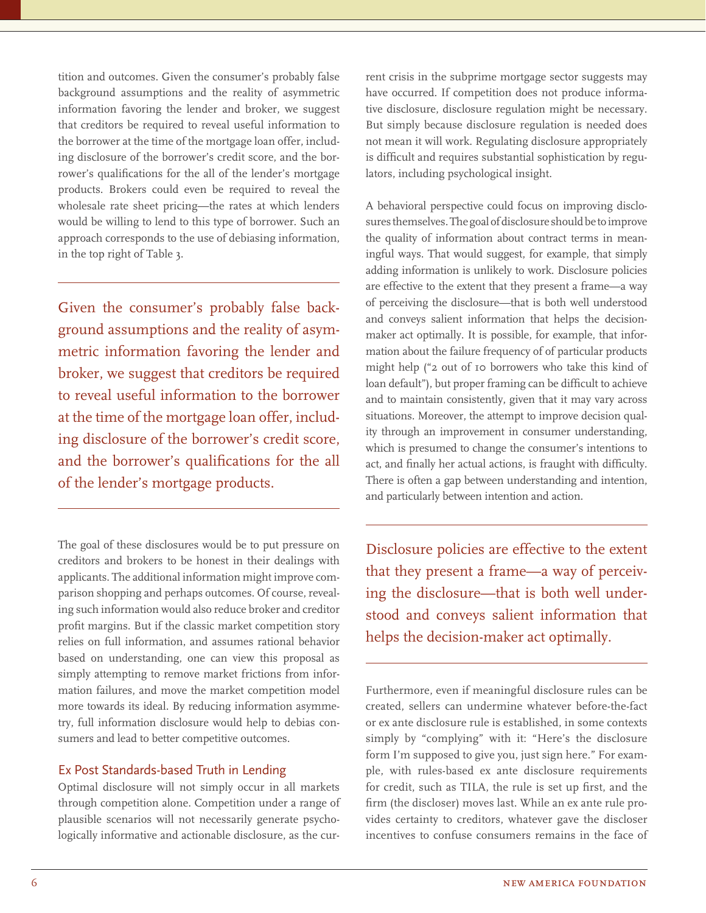tition and outcomes. Given the consumer's probably false background assumptions and the reality of asymmetric information favoring the lender and broker, we suggest that creditors be required to reveal useful information to the borrower at the time of the mortgage loan offer, including disclosure of the borrower's credit score, and the borrower's qualifications for the all of the lender's mortgage products. Brokers could even be required to reveal the wholesale rate sheet pricing—the rates at which lenders would be willing to lend to this type of borrower. Such an approach corresponds to the use of debiasing information, in the top right of Table 3.

> Given the consumer's probably false background assumptions and the reality of asymmetric information favoring the lender and broker, we suggest that creditors be required to reveal useful information to the borrower at the time of the mortgage loan offer, including disclosure of the borrower's credit score, and the borrower's qualifications for the all of the lender's mortgage products.

The goal of these disclosures would be to put pressure on creditors and brokers to be honest in their dealings with applicants. The additional information might improve comparison shopping and perhaps outcomes. Of course, revealing such information would also reduce broker and creditor profit margins. But if the classic market competition story relies on full information, and assumes rational behavior based on understanding, one can view this proposal as simply attempting to remove market frictions from information failures, and move the market competition model more towards its ideal. By reducing information asymmetry, full information disclosure would help to debias consumers and lead to better competitive outcomes.

### Ex Post Standards-based Truth in Lending

Optimal disclosure will not simply occur in all markets through competition alone. Competition under a range of plausible scenarios will not necessarily generate psychologically informative and actionable disclosure, as the current crisis in the subprime mortgage sector suggests may have occurred. If competition does not produce informative disclosure, disclosure regulation might be necessary. But simply because disclosure regulation is needed does not mean it will work. Regulating disclosure appropriately is difficult and requires substantial sophistication by regulators, including psychological insight.

A behavioral perspective could focus on improving disclosures themselves. The goal of disclosure should be to improve the quality of information about contract terms in meaningful ways. That would suggest, for example, that simply adding information is unlikely to work. Disclosure policies are effective to the extent that they present a frame—a way of perceiving the disclosure—that is both well understood and conveys salient information that helps the decision-maker act optimally. It is possible, for example, that information about the failure frequency of of particular products might help ("2 out of 10 borrowers who take this kind of loan default"), but proper framing can be difficult to achieve and to maintain consistently, given that it may vary across situations. Moreover, the attempt to improve decision quality through an improvement in consumer understanding, which is presumed to change the consumer's intentions to act, and finally her actual actions, is fraught with difficulty. There is often a gap between understanding and intention, and particularly between intention and action.

> Disclosure policies are effective to the extent that they present a frame—a way of perceiving the disclosure—that is both well understood and conveys salient information that helps the decision-maker act optimally.

Furthermore, even if meaningful disclosure rules can be created, sellers can undermine whatever before-the-fact or ex ante disclosure rule is established, in some contexts simply by "complying" with it: "Here's the disclosure form I'm supposed to give you, just sign here." For example, with rules-based ex ante disclosure requirements for credit, such as TILA, the rule is set up first, and the firm (the discloser) moves last. While an ex ante rule provides certainty to creditors, whatever gave the discloser incentives to confuse consumers remains in the face of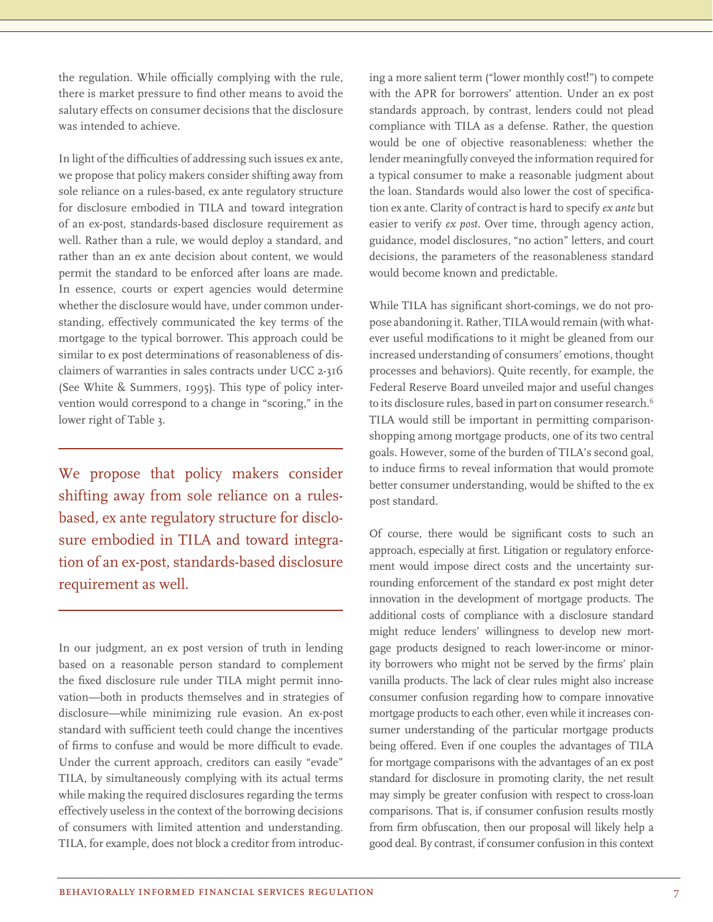the regulation. While officially complying with the rule, there is market pressure to find other means to avoid the salutary effects on consumer decisions that the disclosure was intended to achieve.

In light of the difficulties of addressing such issues ex ante, we propose that policy makers consider shifting away from sole reliance on a rules-based, ex ante regulatory structure for disclosure embodied in TILA and toward integration of an ex-post, standards-based disclosure requirement as well. Rather than a rule, we would deploy a standard, and rather than an ex ante decision about content, we would permit the standard to be enforced after loans are made. In essence, courts or expert agencies would determine whether the disclosure would have, under common understanding, effectively communicated the key terms of the mortgage to the typical borrower. This approach could be similar to ex post determinations of reasonableness of disclaimers of warranties in sales contracts under UCC 2-316 (See White & Summers, 1995). This type of policy intervention would correspond to a change in "scoring," in the lower right of Table 3.

> We propose that policy makers consider shifting away from sole reliance on a rules-based, ex ante regulatory structure for disclosure embodied in TILA and toward integration of an ex-post, standards-based disclosure requirement as well.

In our judgment, an ex post version of truth in lending based on a reasonable person standard to complement the fixed disclosure rule under TILA might permit innovation—both in products themselves and in strategies of disclosure—while minimizing rule evasion. An ex-post standard with sufficient teeth could change the incentives of firms to confuse and would be more difficult to evade. Under the current approach, creditors can easily "evade" TILA, by simultaneously complying with its actual terms while making the required disclosures regarding the terms effectively useless in the context of the borrowing decisions of consumers with limited attention and understanding. TILA, for example, does not block a creditor from introducing a more salient term ("lower monthly cost!") to compete with the APR for borrowers' attention. Under an ex post standards approach, by contrast, lenders could not plead compliance with TILA as a defense. Rather, the question would be one of objective reasonableness: whether the lender meaningfully conveyed the information required for a typical consumer to make a reasonable judgment about the loan. Standards would also lower the cost of specification ex ante. Clarity of contract is hard to specify *ex ante* but easier to verify *ex post*. Over time, through agency action, guidance, model disclosures, "no action" letters, and court decisions, the parameters of the reasonableness standard would become known and predictable.

While TILA has significant short-comings, we do not propose abandoning it. Rather, TILA would remain (with whatever useful modifications to it might be gleaned from our increased understanding of consumers' emotions, thought processes and behaviors). Quite recently, for example, the Federal Reserve Board unveiled major and useful changes to its disclosure rules, based in part on consumer research.[6] TILA would still be important in permitting comparison-shopping among mortgage products, one of its two central goals. However, some of the burden of TILA's second goal, to induce firms to reveal information that would promote better consumer understanding, would be shifted to the ex post standard.

Of course, there would be significant costs to such an approach, especially at first. Litigation or regulatory enforcement would impose direct costs and the uncertainty surrounding enforcement of the standard ex post might deter innovation in the development of mortgage products. The additional costs of compliance with a disclosure standard might reduce lenders' willingness to develop new mortgage products designed to reach lower-income or minority borrowers who might not be served by the firms' plain vanilla products. The lack of clear rules might also increase consumer confusion regarding how to compare innovative mortgage products to each other, even while it increases consumer understanding of the particular mortgage products being offered. Even if one couples the advantages of TILA for mortgage comparisons with the advantages of an ex post standard for disclosure in promoting clarity, the net result may simply be greater confusion with respect to cross-loan comparisons. That is, if consumer confusion results mostly from firm obfuscation, then our proposal will likely help a good deal. By contrast, if consumer confusion in this context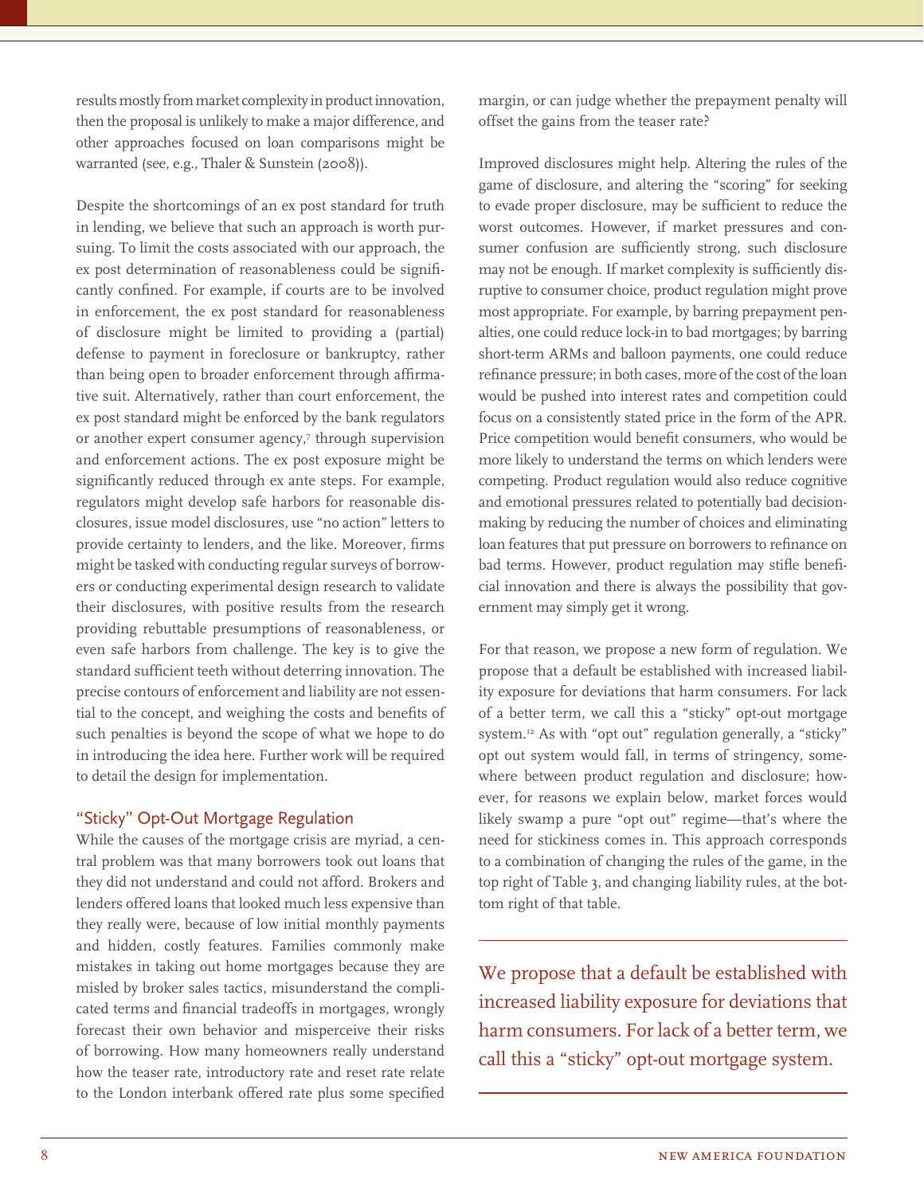results mostly from market complexity in product innovation, then the proposal is unlikely to make a major difference, and other approaches focused on loan comparisons might be warranted (see, e.g., Thaler & Sunstein (2008)).

Despite the shortcomings of an ex post standard for truth in lending, we believe that such an approach is worth pursuing. To limit the costs associated with our approach, the ex post determination of reasonableness could be significantly confined. For example, if courts are to be involved in enforcement, the ex post standard for reasonableness of disclosure might be limited to providing a (partial) defense to payment in foreclosure or bankruptcy, rather than being open to broader enforcement through affirmative suit. Alternatively, rather than court enforcement, the ex post standard might be enforced by the bank regulators or another expert consumer agency,[7] through supervision and enforcement actions. The ex post exposure might be significantly reduced through ex ante steps. For example, regulators might develop safe harbors for reasonable disclosures, issue model disclosures, use "no action" letters to provide certainty to lenders, and the like. Moreover, firms might be tasked with conducting regular surveys of borrowers or conducting experimental design research to validate their disclosures, with positive results from the research providing rebuttable presumptions of reasonableness, or even safe harbors from challenge. The key is to give the standard sufficient teeth without deterring innovation. The precise contours of enforcement and liability are not essential to the concept, and weighing the costs and benefits of such penalties is beyond the scope of what we hope to do in introducing the idea here. Further work will be required to detail the design for implementation.

## "Sticky" Opt-Out Mortgage Regulation

While the causes of the mortgage crisis are myriad, a central problem was that many borrowers took out loans that they did not understand and could not afford. Brokers and lenders offered loans that looked much less expensive than they really were, because of low initial monthly payments and hidden, costly features. Families commonly make mistakes in taking out home mortgages because they are misled by broker sales tactics, misunderstand the complicated terms and financial tradeoffs in mortgages, wrongly forecast their own behavior and misperceive their risks of borrowing. How many homeowners really understand how the teaser rate, introductory rate and reset rate relate to the London interbank offered rate plus some specified margin, or can judge whether the prepayment penalty will offset the gains from the teaser rate?

Improved disclosures might help. Altering the rules of the game of disclosure, and altering the "scoring" for seeking to evade proper disclosure, may be sufficient to reduce the worst outcomes. However, if market pressures and consumer confusion are sufficiently strong, such disclosure may not be enough. If market complexity is sufficiently disruptive to consumer choice, product regulation might prove most appropriate. For example, by barring prepayment penalties, one could reduce lock-in to bad mortgages; by barring short-term ARMs and balloon payments, one could reduce refinance pressure; in both cases, more of the cost of the loan would be pushed into interest rates and competition could focus on a consistently stated price in the form of the APR. Price competition would benefit consumers, who would be more likely to understand the terms on which lenders were competing. Product regulation would also reduce cognitive and emotional pressures related to potentially bad decision-making by reducing the number of choices and eliminating loan features that put pressure on borrowers to refinance on bad terms. However, product regulation may stifle beneficial innovation and there is always the possibility that government may simply get it wrong.

For that reason, we propose a new form of regulation. We propose that a default be established with increased liability exposure for deviations that harm consumers. For lack of a better term, we call this a "sticky" opt-out mortgage system.[12] As with "opt out" regulation generally, a "sticky" opt out system would fall, in terms of stringency, somewhere between product regulation and disclosure; however, for reasons we explain below, market forces would likely swamp a pure "opt out" regime—that's where the need for stickiness comes in. This approach corresponds to a combination of changing the rules of the game, in the top right of Table 3, and changing liability rules, at the bottom right of that table.

> We propose that a default be established with increased liability exposure for deviations that harm consumers. For lack of a better term, we call this a "sticky" opt-out mortgage system.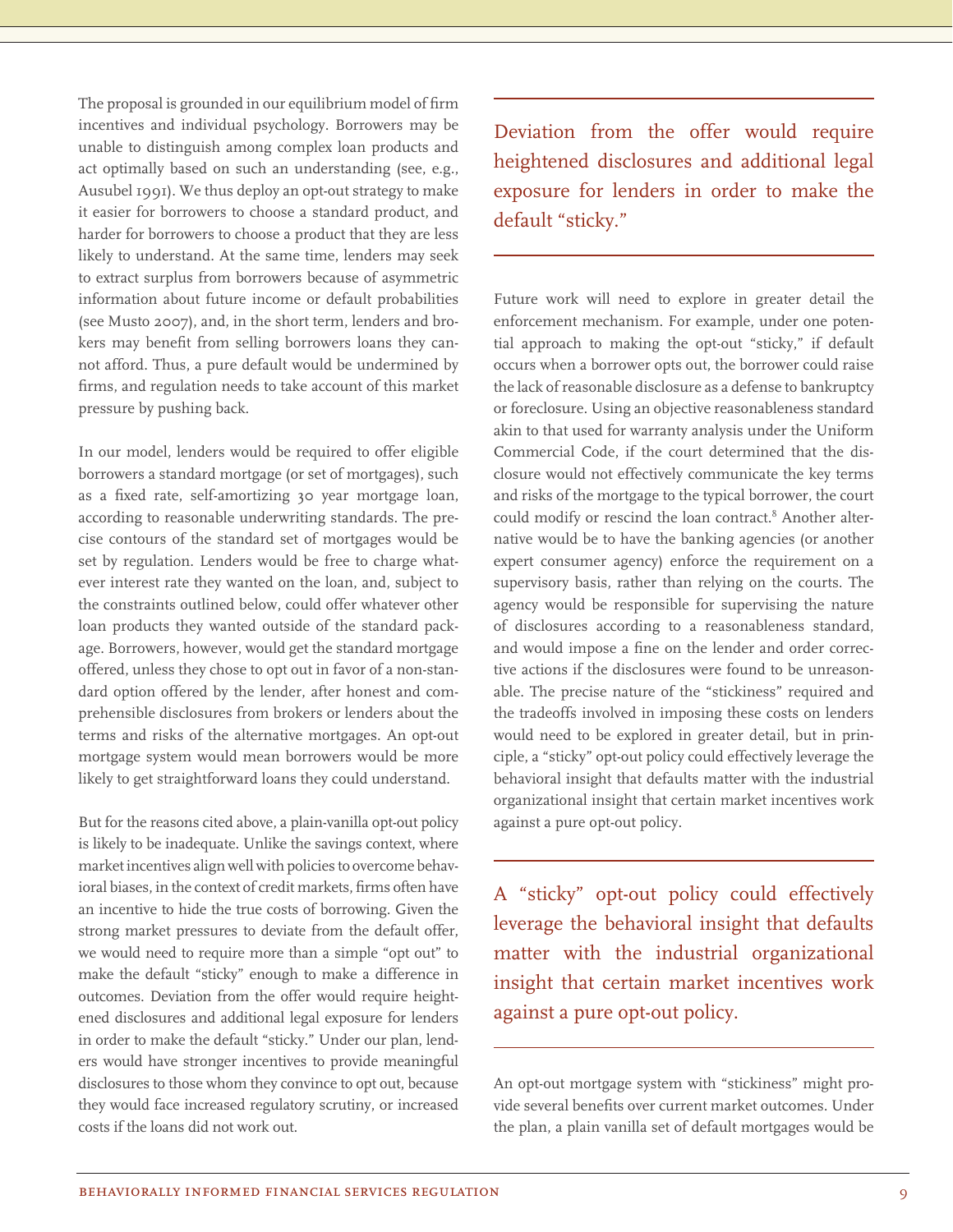The proposal is grounded in our equilibrium model of firm incentives and individual psychology. Borrowers may be unable to distinguish among complex loan products and act optimally based on such an understanding (see, e.g., Ausubel 1991). We thus deploy an opt-out strategy to make it easier for borrowers to choose a standard product, and harder for borrowers to choose a product that they are less likely to understand. At the same time, lenders may seek to extract surplus from borrowers because of asymmetric information about future income or default probabilities (see Musto 2007), and, in the short term, lenders and brokers may benefit from selling borrowers loans they cannot afford. Thus, a pure default would be undermined by firms, and regulation needs to take account of this market pressure by pushing back.

In our model, lenders would be required to offer eligible borrowers a standard mortgage (or set of mortgages), such as a fixed rate, self-amortizing 30 year mortgage loan, according to reasonable underwriting standards. The precise contours of the standard set of mortgages would be set by regulation. Lenders would be free to charge whatever interest rate they wanted on the loan, and, subject to the constraints outlined below, could offer whatever other loan products they wanted outside of the standard package. Borrowers, however, would get the standard mortgage offered, unless they chose to opt out in favor of a non-standard option offered by the lender, after honest and comprehensible disclosures from brokers or lenders about the terms and risks of the alternative mortgages. An opt-out mortgage system would mean borrowers would be more likely to get straightforward loans they could understand.

But for the reasons cited above, a plain-vanilla opt-out policy is likely to be inadequate. Unlike the savings context, where market incentives align well with policies to overcome behavioral biases, in the context of credit markets, firms often have an incentive to hide the true costs of borrowing. Given the strong market pressures to deviate from the default offer, we would need to require more than a simple "opt out" to make the default "sticky" enough to make a difference in outcomes. Deviation from the offer would require heightened disclosures and additional legal exposure for lenders in order to make the default "sticky." Under our plan, lenders would have stronger incentives to provide meaningful disclosures to those whom they convince to opt out, because they would face increased regulatory scrutiny, or increased costs if the loans did not work out.

> Deviation from the offer would require heightened disclosures and additional legal exposure for lenders in order to make the default "sticky."

Future work will need to explore in greater detail the enforcement mechanism. For example, under one potential approach to making the opt-out "sticky," if default occurs when a borrower opts out, the borrower could raise the lack of reasonable disclosure as a defense to bankruptcy or foreclosure. Using an objective reasonableness standard akin to that used for warranty analysis under the Uniform Commercial Code, if the court determined that the disclosure would not effectively communicate the key terms and risks of the mortgage to the typical borrower, the court could modify or rescind the loan contract.[8] Another alternative would be to have the banking agencies (or another expert consumer agency) enforce the requirement on a supervisory basis, rather than relying on the courts. The agency would be responsible for supervising the nature of disclosures according to a reasonableness standard, and would impose a fine on the lender and order corrective actions if the disclosures were found to be unreasonable. The precise nature of the "stickiness" required and the tradeoffs involved in imposing these costs on lenders would need to be explored in greater detail, but in principle, a "sticky" opt-out policy could effectively leverage the behavioral insight that defaults matter with the industrial organizational insight that certain market incentives work against a pure opt-out policy.

> A "sticky" opt-out policy could effectively leverage the behavioral insight that defaults matter with the industrial organizational insight that certain market incentives work against a pure opt-out policy.

An opt-out mortgage system with "stickiness" might provide several benefits over current market outcomes. Under the plan, a plain vanilla set of default mortgages would be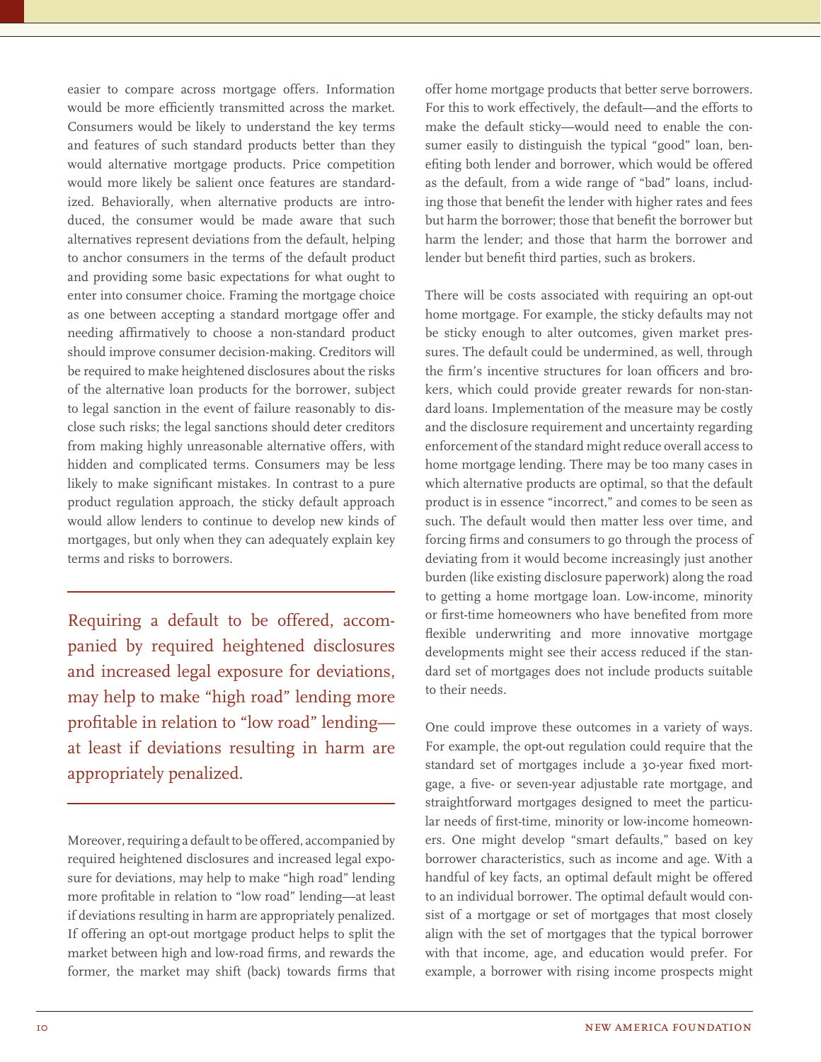easier to compare across mortgage offers. Information would be more efficiently transmitted across the market. Consumers would be likely to understand the key terms and features of such standard products better than they would alternative mortgage products. Price competition would more likely be salient once features are standardized. Behaviorally, when alternative products are introduced, the consumer would be made aware that such alternatives represent deviations from the default, helping to anchor consumers in the terms of the default product and providing some basic expectations for what ought to enter into consumer choice. Framing the mortgage choice as one between accepting a standard mortgage offer and needing affirmatively to choose a non-standard product should improve consumer decision-making. Creditors will be required to make heightened disclosures about the risks of the alternative loan products for the borrower, subject to legal sanction in the event of failure reasonably to disclose such risks; the legal sanctions should deter creditors from making highly unreasonable alternative offers, with hidden and complicated terms. Consumers may be less likely to make significant mistakes. In contrast to a pure product regulation approach, the sticky default approach would allow lenders to continue to develop new kinds of mortgages, but only when they can adequately explain key terms and risks to borrowers.

> Requiring a default to be offered, accompanied by required heightened disclosures and increased legal exposure for deviations, may help to make "high road" lending more profitable in relation to "low road" lending—at least if deviations resulting in harm are appropriately penalized.

Moreover, requiring a default to be offered, accompanied by required heightened disclosures and increased legal exposure for deviations, may help to make "high road" lending more profitable in relation to "low road" lending—at least if deviations resulting in harm are appropriately penalized. If offering an opt-out mortgage product helps to split the market between high and low-road firms, and rewards the former, the market may shift (back) towards firms that offer home mortgage products that better serve borrowers. For this to work effectively, the default—and the efforts to make the default sticky—would need to enable the consumer easily to distinguish the typical "good" loan, benefiting both lender and borrower, which would be offered as the default, from a wide range of "bad" loans, including those that benefit the lender with higher rates and fees but harm the borrower; those that benefit the borrower but harm the lender; and those that harm the borrower and lender but benefit third parties, such as brokers.

There will be costs associated with requiring an opt-out home mortgage. For example, the sticky defaults may not be sticky enough to alter outcomes, given market pressures. The default could be undermined, as well, through the firm's incentive structures for loan officers and brokers, which could provide greater rewards for non-standard loans. Implementation of the measure may be costly and the disclosure requirement and uncertainty regarding enforcement of the standard might reduce overall access to home mortgage lending. There may be too many cases in which alternative products are optimal, so that the default product is in essence "incorrect," and comes to be seen as such. The default would then matter less over time, and forcing firms and consumers to go through the process of deviating from it would become increasingly just another burden (like existing disclosure paperwork) along the road to getting a home mortgage loan. Low-income, minority or first-time homeowners who have benefited from more flexible underwriting and more innovative mortgage developments might see their access reduced if the standard set of mortgages does not include products suitable to their needs.

One could improve these outcomes in a variety of ways. For example, the opt-out regulation could require that the standard set of mortgages include a 30-year fixed mortgage, a five- or seven-year adjustable rate mortgage, and straightforward mortgages designed to meet the particular needs of first-time, minority or low-income homeowners. One might develop "smart defaults," based on key borrower characteristics, such as income and age. With a handful of key facts, an optimal default might be offered to an individual borrower. The optimal default would consist of a mortgage or set of mortgages that most closely align with the set of mortgages that the typical borrower with that income, age, and education would prefer. For example, a borrower with rising income prospects might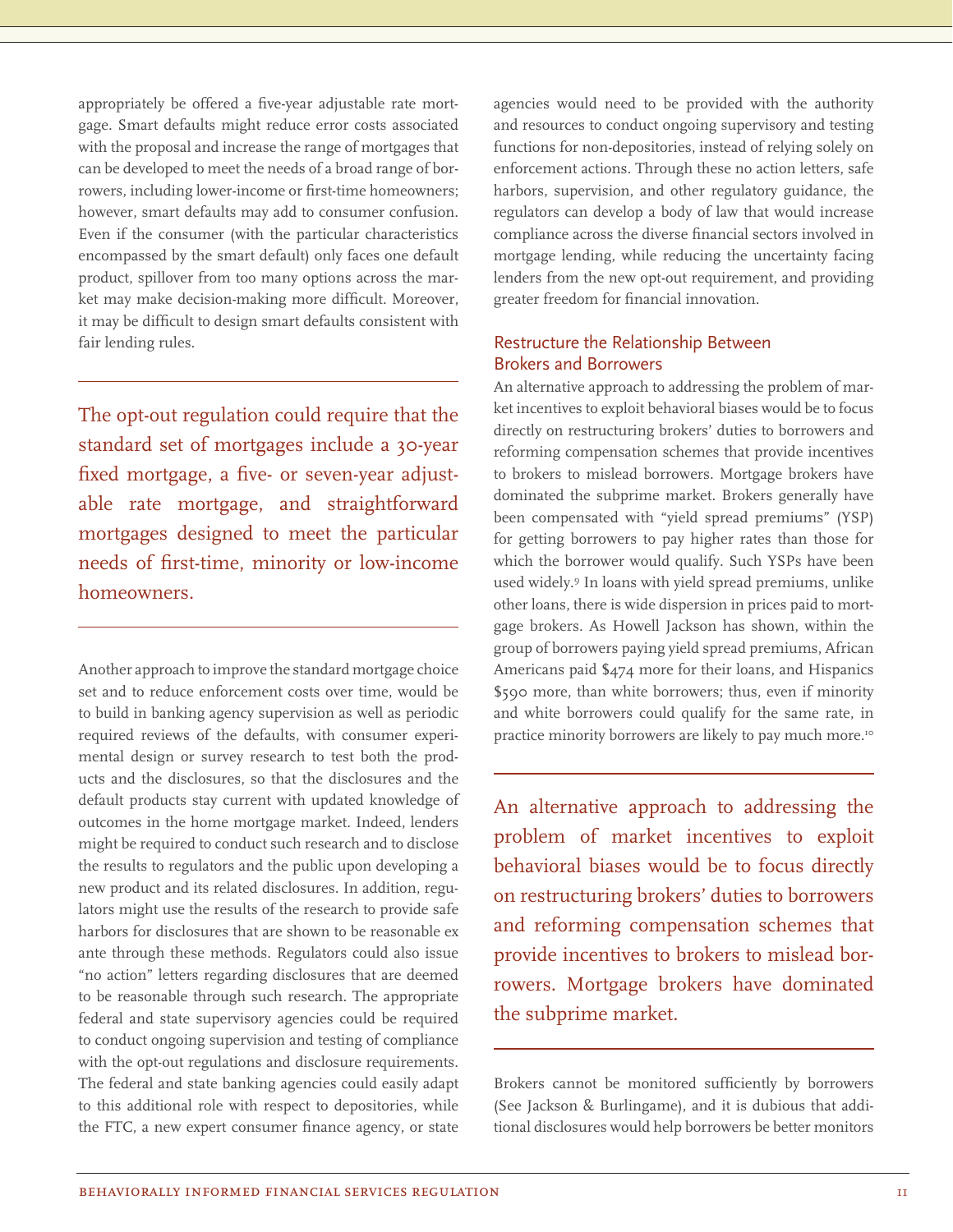appropriately be offered a five-year adjustable rate mortgage. Smart defaults might reduce error costs associated with the proposal and increase the range of mortgages that can be developed to meet the needs of a broad range of borrowers, including lower-income or first-time homeowners; however, smart defaults may add to consumer confusion. Even if the consumer (with the particular characteristics encompassed by the smart default) only faces one default product, spillover from too many options across the market may make decision-making more difficult. Moreover, it may be difficult to design smart defaults consistent with fair lending rules.

> The opt-out regulation could require that the standard set of mortgages include a 30-year fixed mortgage, a five- or seven-year adjustable rate mortgage, and straightforward mortgages designed to meet the particular needs of first-time, minority or low-income homeowners.

Another approach to improve the standard mortgage choice set and to reduce enforcement costs over time, would be to build in banking agency supervision as well as periodic required reviews of the defaults, with consumer experimental design or survey research to test both the products and the disclosures, so that the disclosures and the default products stay current with updated knowledge of outcomes in the home mortgage market. Indeed, lenders might be required to conduct such research and to disclose the results to regulators and the public upon developing a new product and its related disclosures. In addition, regulators might use the results of the research to provide safe harbors for disclosures that are shown to be reasonable ex ante through these methods. Regulators could also issue "no action" letters regarding disclosures that are deemed to be reasonable through such research. The appropriate federal and state supervisory agencies could be required to conduct ongoing supervision and testing of compliance with the opt-out regulations and disclosure requirements. The federal and state banking agencies could easily adapt to this additional role with respect to depositories, while the FTC, a new expert consumer finance agency, or state agencies would need to be provided with the authority and resources to conduct ongoing supervisory and testing functions for non-depositories, instead of relying solely on enforcement actions. Through these no action letters, safe harbors, supervision, and other regulatory guidance, the regulators can develop a body of law that would increase compliance across the diverse financial sectors involved in mortgage lending, while reducing the uncertainty facing lenders from the new opt-out requirement, and providing greater freedom for financial innovation.

### Restructure the Relationship Between Brokers and Borrowers

An alternative approach to addressing the problem of market incentives to exploit behavioral biases would be to focus directly on restructuring brokers' duties to borrowers and reforming compensation schemes that provide incentives to brokers to mislead borrowers. Mortgage brokers have dominated the subprime market. Brokers generally have been compensated with "yield spread premiums" (YSP) for getting borrowers to pay higher rates than those for which the borrower would qualify. Such YSPs have been used widely.[9] In loans with yield spread premiums, unlike other loans, there is wide dispersion in prices paid to mortgage brokers. As Howell Jackson has shown, within the group of borrowers paying yield spread premiums, African Americans paid $474 more for their loans, and Hispanics $590 more, than white borrowers; thus, even if minority and white borrowers could qualify for the same rate, in practice minority borrowers are likely to pay much more.[10]

> An alternative approach to addressing the problem of market incentives to exploit behavioral biases would be to focus directly on restructuring brokers' duties to borrowers and reforming compensation schemes that provide incentives to brokers to mislead borrowers. Mortgage brokers have dominated the subprime market.

Brokers cannot be monitored sufficiently by borrowers (See Jackson & Burlingame), and it is dubious that additional disclosures would help borrowers be better monitors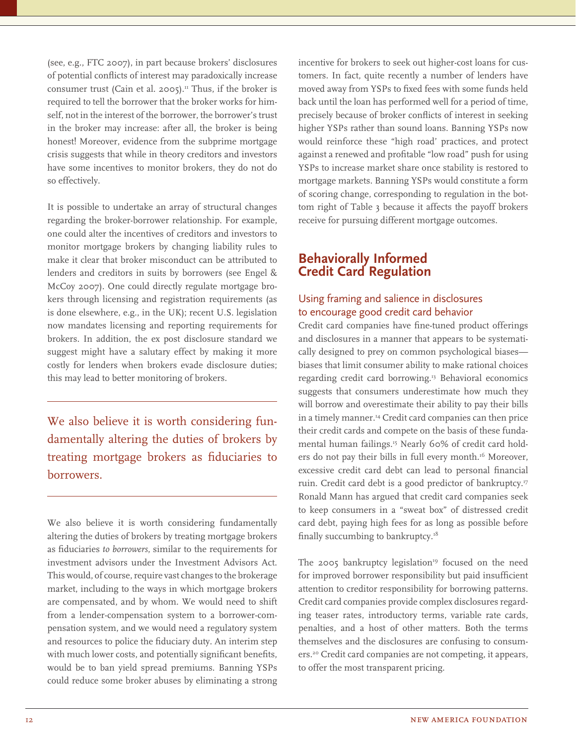(see, e.g., FTC 2007), in part because brokers' disclosures of potential conflicts of interest may paradoxically increase consumer trust (Cain et al. 2005).[11] Thus, if the broker is required to tell the borrower that the broker works for himself, not in the interest of the borrower, the borrower's trust in the broker may increase: after all, the broker is being honest! Moreover, evidence from the subprime mortgage crisis suggests that while in theory creditors and investors have some incentives to monitor brokers, they do not do so effectively.

It is possible to undertake an array of structural changes regarding the broker-borrower relationship. For example, one could alter the incentives of creditors and investors to monitor mortgage brokers by changing liability rules to make it clear that broker misconduct can be attributed to lenders and creditors in suits by borrowers (see Engel & McCoy 2007). One could directly regulate mortgage brokers through licensing and registration requirements (as is done elsewhere, e.g., in the UK); recent U.S. legislation now mandates licensing and reporting requirements for brokers. In addition, the ex post disclosure standard we suggest might have a salutary effect by making it more costly for lenders when brokers evade disclosure duties; this may lead to better monitoring of brokers.

> We also believe it is worth considering fundamentally altering the duties of brokers by treating mortgage brokers as fiduciaries to borrowers.

We also believe it is worth considering fundamentally altering the duties of brokers by treating mortgage brokers as fiduciaries *to borrowers*, similar to the requirements for investment advisors under the Investment Advisors Act. This would, of course, require vast changes to the brokerage market, including to the ways in which mortgage brokers are compensated, and by whom. We would need to shift from a lender-compensation system to a borrower-compensation system, and we would need a regulatory system and resources to police the fiduciary duty. An interim step with much lower costs, and potentially significant benefits, would be to ban yield spread premiums. Banning YSPs could reduce some broker abuses by eliminating a strong incentive for brokers to seek out higher-cost loans for customers. In fact, quite recently a number of lenders have moved away from YSPs to fixed fees with some funds held back until the loan has performed well for a period of time, precisely because of broker conflicts of interest in seeking higher YSPs rather than sound loans. Banning YSPs now would reinforce these "high road' practices, and protect against a renewed and profitable "low road" push for using YSPs to increase market share once stability is restored to mortgage markets. Banning YSPs would constitute a form of scoring change, corresponding to regulation in the bottom right of Table 3 because it affects the payoff brokers receive for pursuing different mortgage outcomes.

## Behaviorally Informed Credit Card Regulation

### Using framing and salience in disclosures to encourage good credit card behavior

Credit card companies have fine-tuned product offerings and disclosures in a manner that appears to be systematically designed to prey on common psychological biases—biases that limit consumer ability to make rational choices regarding credit card borrowing.[13] Behavioral economics suggests that consumers underestimate how much they will borrow and overestimate their ability to pay their bills in a timely manner.[14] Credit card companies can then price their credit cards and compete on the basis of these fundamental human failings.[15] Nearly 60% of credit card holders do not pay their bills in full every month.[16] Moreover, excessive credit card debt can lead to personal financial ruin. Credit card debt is a good predictor of bankruptcy.[17] Ronald Mann has argued that credit card companies seek to keep consumers in a "sweat box" of distressed credit card debt, paying high fees for as long as possible before finally succumbing to bankruptcy.[18]

The 2005 bankruptcy legislation[19] focused on the need for improved borrower responsibility but paid insufficient attention to creditor responsibility for borrowing patterns. Credit card companies provide complex disclosures regarding teaser rates, introductory terms, variable rate cards, penalties, and a host of other matters. Both the terms themselves and the disclosures are confusing to consumers.[20] Credit card companies are not competing, it appears, to offer the most transparent pricing.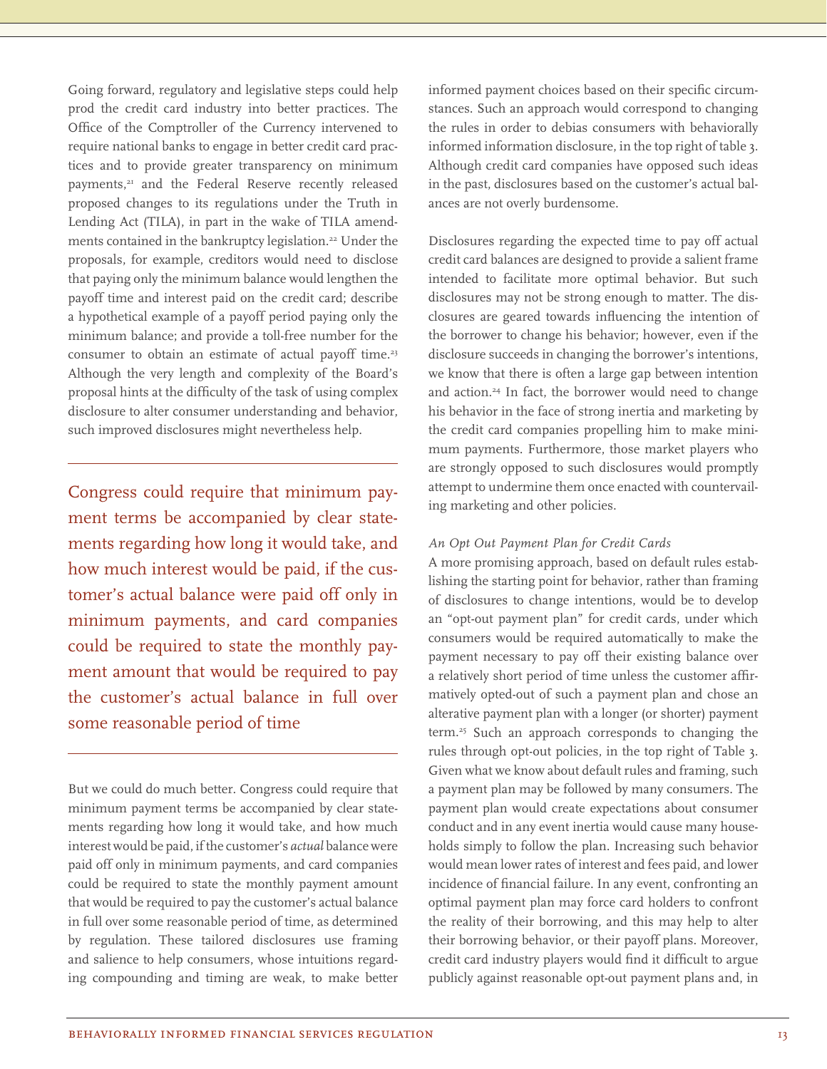Going forward, regulatory and legislative steps could help prod the credit card industry into better practices. The Office of the Comptroller of the Currency intervened to require national banks to engage in better credit card practices and to provide greater transparency on minimum payments,[21] and the Federal Reserve recently released proposed changes to its regulations under the Truth in Lending Act (TILA), in part in the wake of TILA amendments contained in the bankruptcy legislation.[22] Under the proposals, for example, creditors would need to disclose that paying only the minimum balance would lengthen the payoff time and interest paid on the credit card; describe a hypothetical example of a payoff period paying only the minimum balance; and provide a toll-free number for the consumer to obtain an estimate of actual payoff time.[23] Although the very length and complexity of the Board's proposal hints at the difficulty of the task of using complex disclosure to alter consumer understanding and behavior, such improved disclosures might nevertheless help.

> Congress could require that minimum payment terms be accompanied by clear statements regarding how long it would take, and how much interest would be paid, if the customer's actual balance were paid off only in minimum payments, and card companies could be required to state the monthly payment amount that would be required to pay the customer's actual balance in full over some reasonable period of time

But we could do much better. Congress could require that minimum payment terms be accompanied by clear statements regarding how long it would take, and how much interest would be paid, if the customer's *actual* balance were paid off only in minimum payments, and card companies could be required to state the monthly payment amount that would be required to pay the customer's actual balance in full over some reasonable period of time, as determined by regulation. These tailored disclosures use framing and salience to help consumers, whose intuitions regarding compounding and timing are weak, to make better informed payment choices based on their specific circumstances. Such an approach would correspond to changing the rules in order to debias consumers with behaviorally informed information disclosure, in the top right of table 3. Although credit card companies have opposed such ideas in the past, disclosures based on the customer's actual balances are not overly burdensome.

Disclosures regarding the expected time to pay off actual credit card balances are designed to provide a salient frame intended to facilitate more optimal behavior. But such disclosures may not be strong enough to matter. The disclosures are geared towards influencing the intention of the borrower to change his behavior; however, even if the disclosure succeeds in changing the borrower's intentions, we know that there is often a large gap between intention and action.[24] In fact, the borrower would need to change his behavior in the face of strong inertia and marketing by the credit card companies propelling him to make minimum payments. Furthermore, those market players who are strongly opposed to such disclosures would promptly attempt to undermine them once enacted with countervailing marketing and other policies.

*An Opt Out Payment Plan for Credit Cards*

A more promising approach, based on default rules establishing the starting point for behavior, rather than framing of disclosures to change intentions, would be to develop an "opt-out payment plan" for credit cards, under which consumers would be required automatically to make the payment necessary to pay off their existing balance over a relatively short period of time unless the customer affirmatively opted-out of such a payment plan and chose an alterative payment plan with a longer (or shorter) payment term.[25] Such an approach corresponds to changing the rules through opt-out policies, in the top right of Table 3. Given what we know about default rules and framing, such a payment plan may be followed by many consumers. The payment plan would create expectations about consumer conduct and in any event inertia would cause many households simply to follow the plan. Increasing such behavior would mean lower rates of interest and fees paid, and lower incidence of financial failure. In any event, confronting an optimal payment plan may force card holders to confront the reality of their borrowing, and this may help to alter their borrowing behavior, or their payoff plans. Moreover, credit card industry players would find it difficult to argue publicly against reasonable opt-out payment plans and, in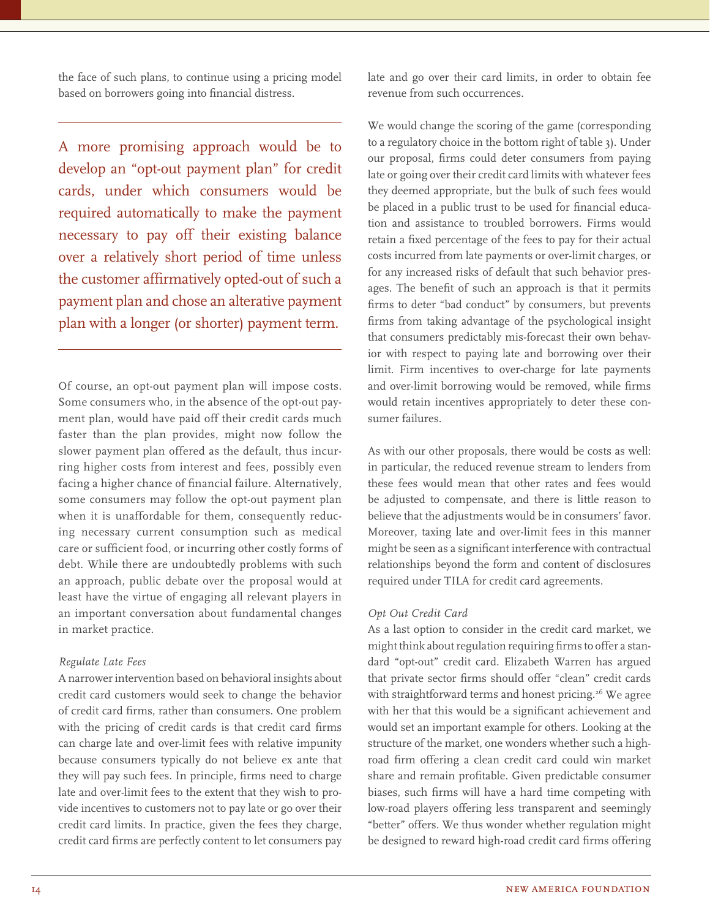the face of such plans, to continue using a pricing model based on borrowers going into financial distress.

> A more promising approach would be to develop an "opt-out payment plan" for credit cards, under which consumers would be required automatically to make the payment necessary to pay off their existing balance over a relatively short period of time unless the customer affirmatively opted-out of such a payment plan and chose an alterative payment plan with a longer (or shorter) payment term.

Of course, an opt-out payment plan will impose costs. Some consumers who, in the absence of the opt-out payment plan, would have paid off their credit cards much faster than the plan provides, might now follow the slower payment plan offered as the default, thus incurring higher costs from interest and fees, possibly even facing a higher chance of financial failure. Alternatively, some consumers may follow the opt-out payment plan when it is unaffordable for them, consequently reducing necessary current consumption such as medical care or sufficient food, or incurring other costly forms of debt. While there are undoubtedly problems with such an approach, public debate over the proposal would at least have the virtue of engaging all relevant players in an important conversation about fundamental changes in market practice.

*Regulate Late Fees*

A narrower intervention based on behavioral insights about credit card customers would seek to change the behavior of credit card firms, rather than consumers. One problem with the pricing of credit cards is that credit card firms can charge late and over-limit fees with relative impunity because consumers typically do not believe ex ante that they will pay such fees. In principle, firms need to charge late and over-limit fees to the extent that they wish to provide incentives to customers not to pay late or go over their credit card limits. In practice, given the fees they charge, credit card firms are perfectly content to let consumers pay late and go over their card limits, in order to obtain fee revenue from such occurrences.

We would change the scoring of the game (corresponding to a regulatory choice in the bottom right of table 3). Under our proposal, firms could deter consumers from paying late or going over their credit card limits with whatever fees they deemed appropriate, but the bulk of such fees would be placed in a public trust to be used for financial education and assistance to troubled borrowers. Firms would retain a fixed percentage of the fees to pay for their actual costs incurred from late payments or over-limit charges, or for any increased risks of default that such behavior presages. The benefit of such an approach is that it permits firms to deter "bad conduct" by consumers, but prevents firms from taking advantage of the psychological insight that consumers predictably mis-forecast their own behavior with respect to paying late and borrowing over their limit. Firm incentives to over-charge for late payments and over-limit borrowing would be removed, while firms would retain incentives appropriately to deter these consumer failures.

As with our other proposals, there would be costs as well: in particular, the reduced revenue stream to lenders from these fees would mean that other rates and fees would be adjusted to compensate, and there is little reason to believe that the adjustments would be in consumers' favor. Moreover, taxing late and over-limit fees in this manner might be seen as a significant interference with contractual relationships beyond the form and content of disclosures required under TILA for credit card agreements.

*Opt Out Credit Card*

As a last option to consider in the credit card market, we might think about regulation requiring firms to offer a standard "opt-out" credit card. Elizabeth Warren has argued that private sector firms should offer "clean" credit cards with straightforward terms and honest pricing.[26] We agree with her that this would be a significant achievement and would set an important example for others. Looking at the structure of the market, one wonders whether such a high-road firm offering a clean credit card could win market share and remain profitable. Given predictable consumer biases, such firms will have a hard time competing with low-road players offering less transparent and seemingly "better" offers. We thus wonder whether regulation might be designed to reward high-road credit card firms offering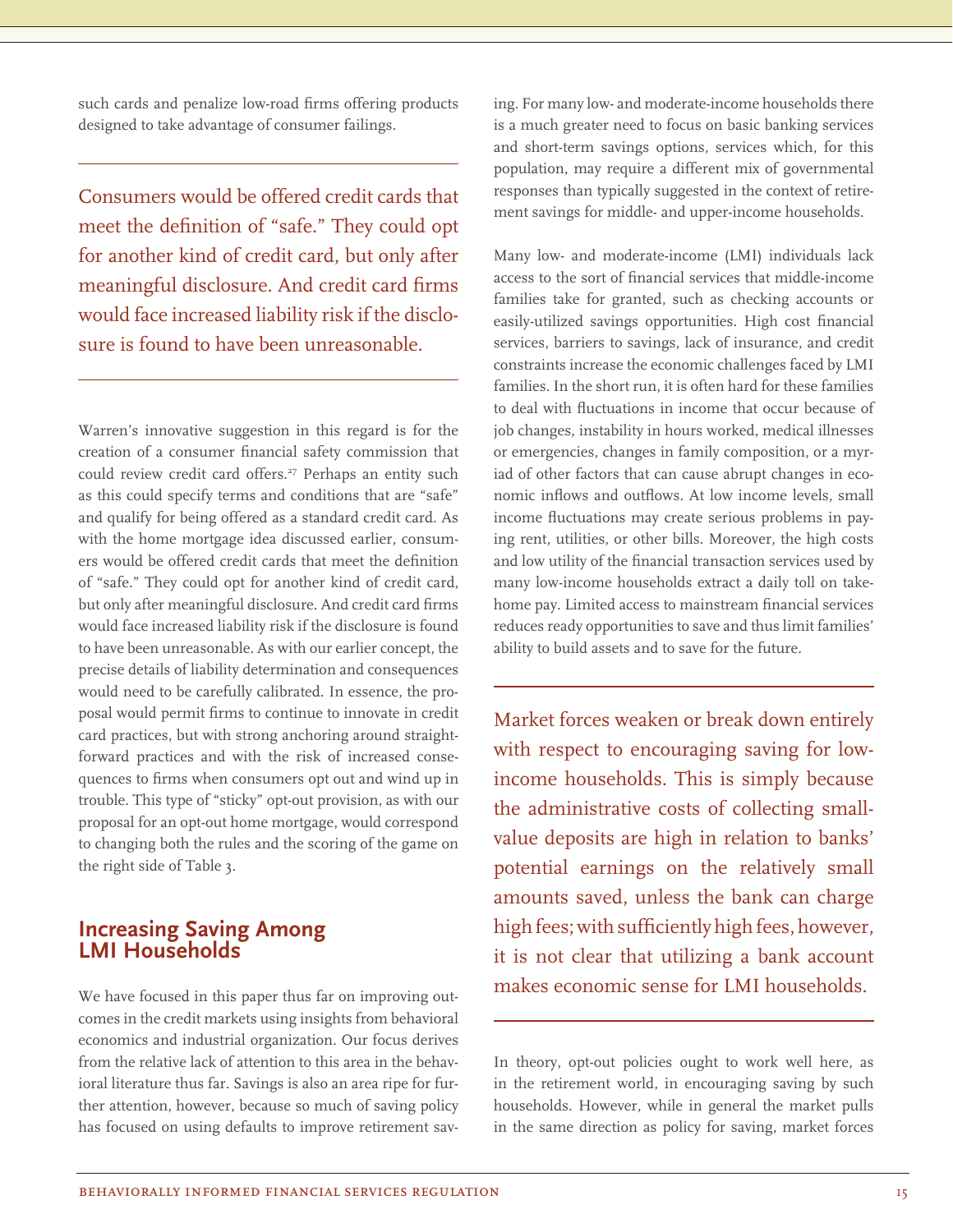such cards and penalize low-road firms offering products designed to take advantage of consumer failings.

> Consumers would be offered credit cards that meet the definition of "safe." They could opt for another kind of credit card, but only after meaningful disclosure. And credit card firms would face increased liability risk if the disclosure is found to have been unreasonable.

Warren's innovative suggestion in this regard is for the creation of a consumer financial safety commission that could review credit card offers.[27] Perhaps an entity such as this could specify terms and conditions that are "safe" and qualify for being offered as a standard credit card. As with the home mortgage idea discussed earlier, consumers would be offered credit cards that meet the definition of "safe." They could opt for another kind of credit card, but only after meaningful disclosure. And credit card firms would face increased liability risk if the disclosure is found to have been unreasonable. As with our earlier concept, the precise details of liability determination and consequences would need to be carefully calibrated. In essence, the proposal would permit firms to continue to innovate in credit card practices, but with strong anchoring around straightforward practices and with the risk of increased consequences to firms when consumers opt out and wind up in trouble. This type of "sticky" opt-out provision, as with our proposal for an opt-out home mortgage, would correspond to changing both the rules and the scoring of the game on the right side of Table 3.

## Increasing Saving Among LMI Households

We have focused in this paper thus far on improving outcomes in the credit markets using insights from behavioral economics and industrial organization. Our focus derives from the relative lack of attention to this area in the behavioral literature thus far. Savings is also an area ripe for further attention, however, because so much of saving policy has focused on using defaults to improve retirement saving. For many low- and moderate-income households there is a much greater need to focus on basic banking services and short-term savings options, services which, for this population, may require a different mix of governmental responses than typically suggested in the context of retirement savings for middle- and upper-income households.

Many low- and moderate-income (LMI) individuals lack access to the sort of financial services that middle-income families take for granted, such as checking accounts or easily-utilized savings opportunities. High cost financial services, barriers to savings, lack of insurance, and credit constraints increase the economic challenges faced by LMI families. In the short run, it is often hard for these families to deal with fluctuations in income that occur because of job changes, instability in hours worked, medical illnesses or emergencies, changes in family composition, or a myriad of other factors that can cause abrupt changes in economic inflows and outflows. At low income levels, small income fluctuations may create serious problems in paying rent, utilities, or other bills. Moreover, the high costs and low utility of the financial transaction services used by many low-income households extract a daily toll on take-home pay. Limited access to mainstream financial services reduces ready opportunities to save and thus limit families' ability to build assets and to save for the future.

> Market forces weaken or break down entirely with respect to encouraging saving for low-income households. This is simply because the administrative costs of collecting small-value deposits are high in relation to banks' potential earnings on the relatively small amounts saved, unless the bank can charge high fees; with sufficiently high fees, however, it is not clear that utilizing a bank account makes economic sense for LMI households.

In theory, opt-out policies ought to work well here, as in the retirement world, in encouraging saving by such households. However, while in general the market pulls in the same direction as policy for saving, market forces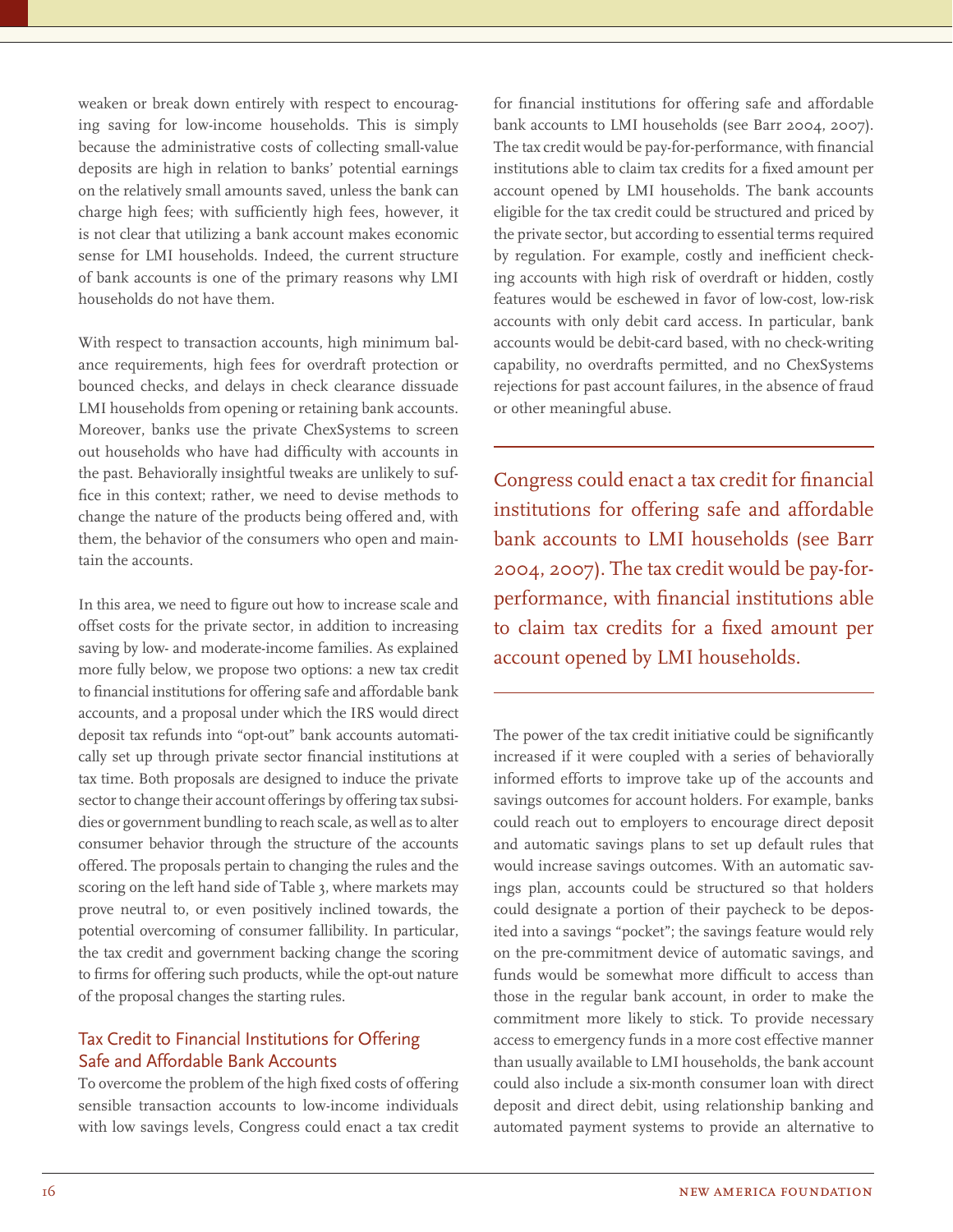weaken or break down entirely with respect to encouraging saving for low-income households. This is simply because the administrative costs of collecting small-value deposits are high in relation to banks' potential earnings on the relatively small amounts saved, unless the bank can charge high fees; with sufficiently high fees, however, it is not clear that utilizing a bank account makes economic sense for LMI households. Indeed, the current structure of bank accounts is one of the primary reasons why LMI households do not have them.

With respect to transaction accounts, high minimum balance requirements, high fees for overdraft protection or bounced checks, and delays in check clearance dissuade LMI households from opening or retaining bank accounts. Moreover, banks use the private ChexSystems to screen out households who have had difficulty with accounts in the past. Behaviorally insightful tweaks are unlikely to suffice in this context; rather, we need to devise methods to change the nature of the products being offered and, with them, the behavior of the consumers who open and maintain the accounts.

In this area, we need to figure out how to increase scale and offset costs for the private sector, in addition to increasing saving by low- and moderate-income families. As explained more fully below, we propose two options: a new tax credit to financial institutions for offering safe and affordable bank accounts, and a proposal under which the IRS would direct deposit tax refunds into "opt-out" bank accounts automatically set up through private sector financial institutions at tax time. Both proposals are designed to induce the private sector to change their account offerings by offering tax subsidies or government bundling to reach scale, as well as to alter consumer behavior through the structure of the accounts offered. The proposals pertain to changing the rules and the scoring on the left hand side of Table 3, where markets may prove neutral to, or even positively inclined towards, the potential overcoming of consumer fallibility. In particular, the tax credit and government backing change the scoring to firms for offering such products, while the opt-out nature of the proposal changes the starting rules.

## Tax Credit to Financial Institutions for Offering Safe and Affordable Bank Accounts

To overcome the problem of the high fixed costs of offering sensible transaction accounts to low-income individuals with low savings levels, Congress could enact a tax credit for financial institutions for offering safe and affordable bank accounts to LMI households (see Barr 2004, 2007). The tax credit would be pay-for-performance, with financial institutions able to claim tax credits for a fixed amount per account opened by LMI households. The bank accounts eligible for the tax credit could be structured and priced by the private sector, but according to essential terms required by regulation. For example, costly and inefficient checking accounts with high risk of overdraft or hidden, costly features would be eschewed in favor of low-cost, low-risk accounts with only debit card access. In particular, bank accounts would be debit-card based, with no check-writing capability, no overdrafts permitted, and no ChexSystems rejections for past account failures, in the absence of fraud or other meaningful abuse.

> Congress could enact a tax credit for financial institutions for offering safe and affordable bank accounts to LMI households (see Barr 2004, 2007). The tax credit would be pay-for-performance, with financial institutions able to claim tax credits for a fixed amount per account opened by LMI households.

The power of the tax credit initiative could be significantly increased if it were coupled with a series of behaviorally informed efforts to improve take up of the accounts and savings outcomes for account holders. For example, banks could reach out to employers to encourage direct deposit and automatic savings plans to set up default rules that would increase savings outcomes. With an automatic savings plan, accounts could be structured so that holders could designate a portion of their paycheck to be deposited into a savings "pocket"; the savings feature would rely on the pre-commitment device of automatic savings, and funds would be somewhat more difficult to access than those in the regular bank account, in order to make the commitment more likely to stick. To provide necessary access to emergency funds in a more cost effective manner than usually available to LMI households, the bank account could also include a six-month consumer loan with direct deposit and direct debit, using relationship banking and automated payment systems to provide an alternative to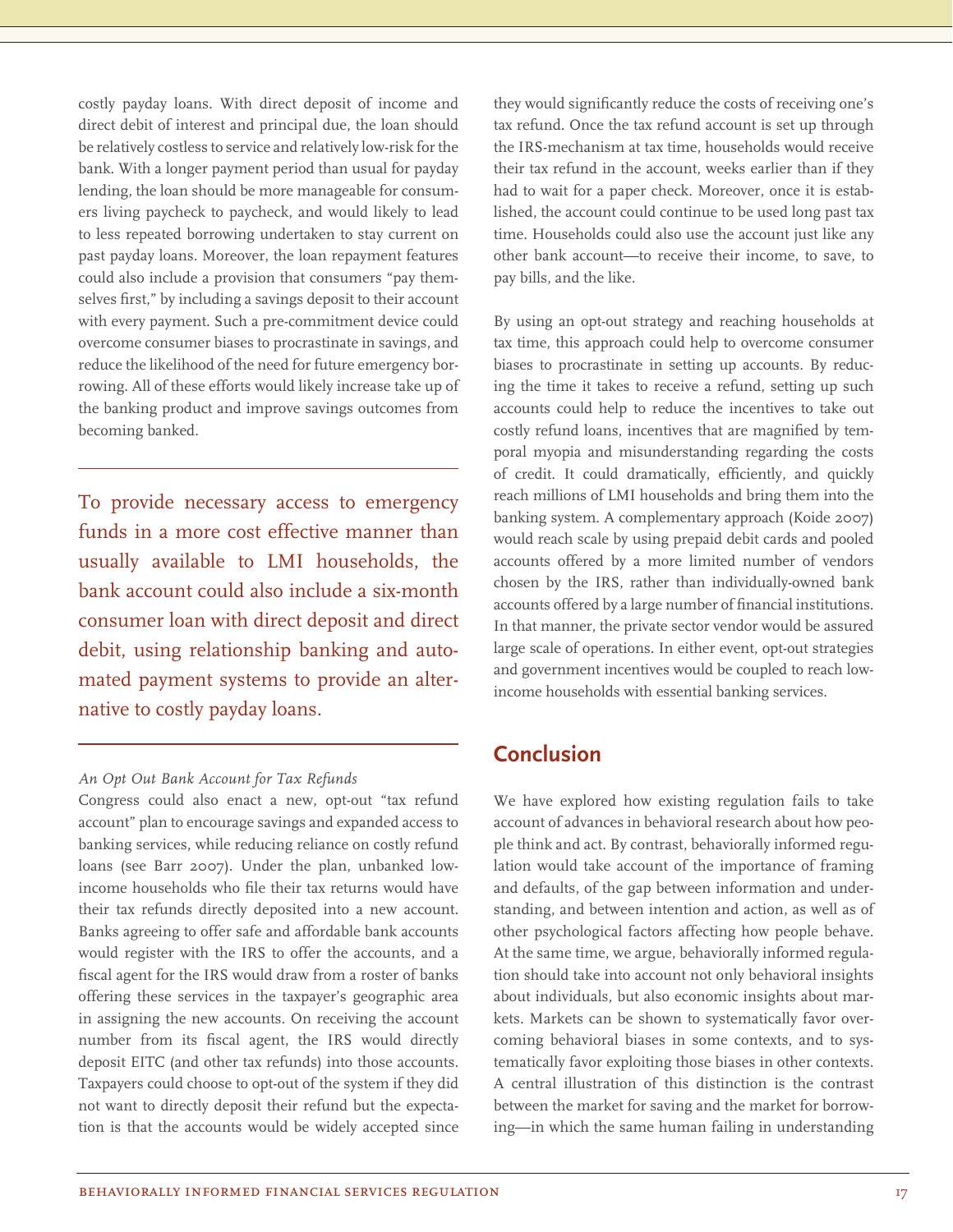costly payday loans. With direct deposit of income and direct debit of interest and principal due, the loan should be relatively costless to service and relatively low-risk for the bank. With a longer payment period than usual for payday lending, the loan should be more manageable for consumers living paycheck to paycheck, and would likely to lead to less repeated borrowing undertaken to stay current on past payday loans. Moreover, the loan repayment features could also include a provision that consumers "pay themselves first," by including a savings deposit to their account with every payment. Such a pre-commitment device could overcome consumer biases to procrastinate in savings, and reduce the likelihood of the need for future emergency borrowing. All of these efforts would likely increase take up of the banking product and improve savings outcomes from becoming banked.

> To provide necessary access to emergency funds in a more cost effective manner than usually available to LMI households, the bank account could also include a six-month consumer loan with direct deposit and direct debit, using relationship banking and automated payment systems to provide an alternative to costly payday loans.

*An Opt Out Bank Account for Tax Refunds*

Congress could also enact a new, opt-out "tax refund account" plan to encourage savings and expanded access to banking services, while reducing reliance on costly refund loans (see Barr 2007). Under the plan, unbanked low-income households who file their tax returns would have their tax refunds directly deposited into a new account. Banks agreeing to offer safe and affordable bank accounts would register with the IRS to offer the accounts, and a fiscal agent for the IRS would draw from a roster of banks offering these services in the taxpayer's geographic area in assigning the new accounts. On receiving the account number from its fiscal agent, the IRS would directly deposit EITC (and other tax refunds) into those accounts. Taxpayers could choose to opt-out of the system if they did not want to directly deposit their refund but the expectation is that the accounts would be widely accepted since they would significantly reduce the costs of receiving one's tax refund. Once the tax refund account is set up through the IRS-mechanism at tax time, households would receive their tax refund in the account, weeks earlier than if they had to wait for a paper check. Moreover, once it is established, the account could continue to be used long past tax time. Households could also use the account just like any other bank account—to receive their income, to save, to pay bills, and the like.

By using an opt-out strategy and reaching households at tax time, this approach could help to overcome consumer biases to procrastinate in setting up accounts. By reducing the time it takes to receive a refund, setting up such accounts could help to reduce the incentives to take out costly refund loans, incentives that are magnified by temporal myopia and misunderstanding regarding the costs of credit. It could dramatically, efficiently, and quickly reach millions of LMI households and bring them into the banking system. A complementary approach (Koide 2007) would reach scale by using prepaid debit cards and pooled accounts offered by a more limited number of vendors chosen by the IRS, rather than individually-owned bank accounts offered by a large number of financial institutions. In that manner, the private sector vendor would be assured large scale of operations. In either event, opt-out strategies and government incentives would be coupled to reach low-income households with essential banking services.

## Conclusion

We have explored how existing regulation fails to take account of advances in behavioral research about how people think and act. By contrast, behaviorally informed regulation would take account of the importance of framing and defaults, of the gap between information and understanding, and between intention and action, as well as of other psychological factors affecting how people behave. At the same time, we argue, behaviorally informed regulation should take into account not only behavioral insights about individuals, but also economic insights about markets. Markets can be shown to systematically favor overcoming behavioral biases in some contexts, and to systematically favor exploiting those biases in other contexts. A central illustration of this distinction is the contrast between the market for saving and the market for borrowing—in which the same human failing in understanding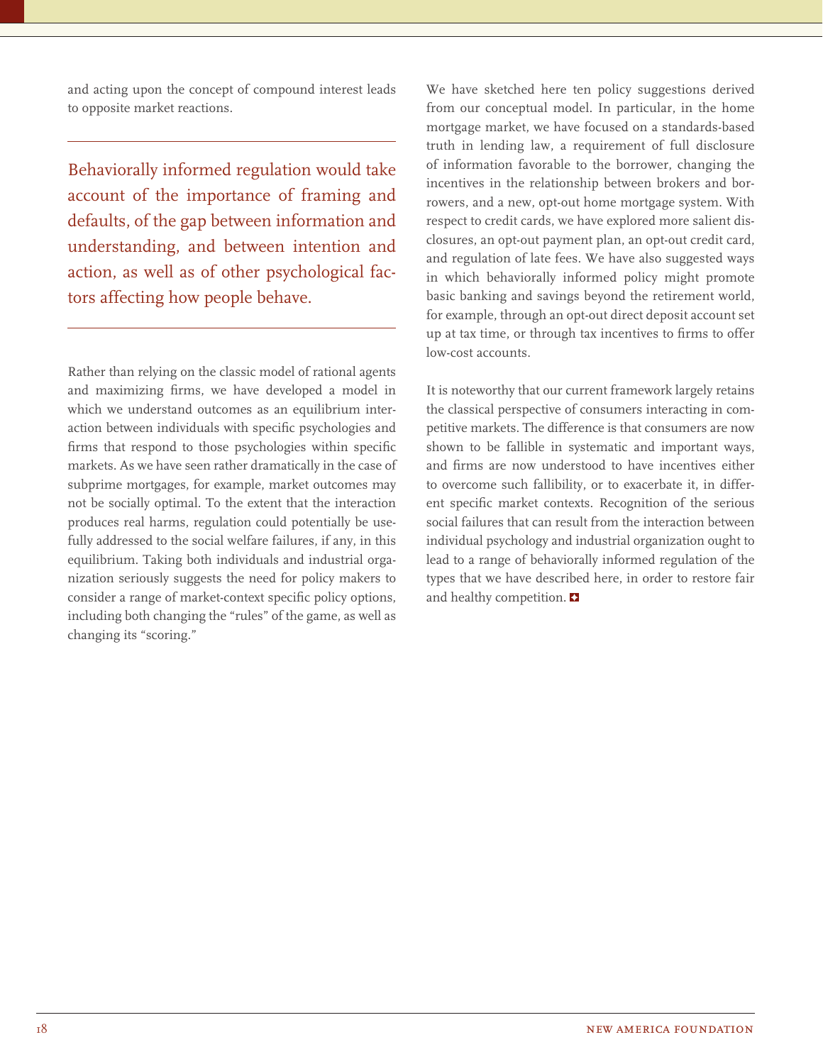and acting upon the concept of compound interest leads to opposite market reactions.

> Behaviorally informed regulation would take account of the importance of framing and defaults, of the gap between information and understanding, and between intention and action, as well as of other psychological factors affecting how people behave.

Rather than relying on the classic model of rational agents and maximizing firms, we have developed a model in which we understand outcomes as an equilibrium interaction between individuals with specific psychologies and firms that respond to those psychologies within specific markets. As we have seen rather dramatically in the case of subprime mortgages, for example, market outcomes may not be socially optimal. To the extent that the interaction produces real harms, regulation could potentially be usefully addressed to the social welfare failures, if any, in this equilibrium. Taking both individuals and industrial organization seriously suggests the need for policy makers to consider a range of market-context specific policy options, including both changing the "rules" of the game, as well as changing its "scoring."

We have sketched here ten policy suggestions derived from our conceptual model. In particular, in the home mortgage market, we have focused on a standards-based truth in lending law, a requirement of full disclosure of information favorable to the borrower, changing the incentives in the relationship between brokers and borrowers, and a new, opt-out home mortgage system. With respect to credit cards, we have explored more salient disclosures, an opt-out payment plan, an opt-out credit card, and regulation of late fees. We have also suggested ways in which behaviorally informed policy might promote basic banking and savings beyond the retirement world, for example, through an opt-out direct deposit account set up at tax time, or through tax incentives to firms to offer low-cost accounts.

It is noteworthy that our current framework largely retains the classical perspective of consumers interacting in competitive markets. The difference is that consumers are now shown to be fallible in systematic and important ways, and firms are now understood to have incentives either to overcome such fallibility, or to exacerbate it, in different specific market contexts. Recognition of the serious social failures that can result from the interaction between individual psychology and industrial organization ought to lead to a range of behaviorally informed regulation of the types that we have described here, in order to restore fair and healthy competition.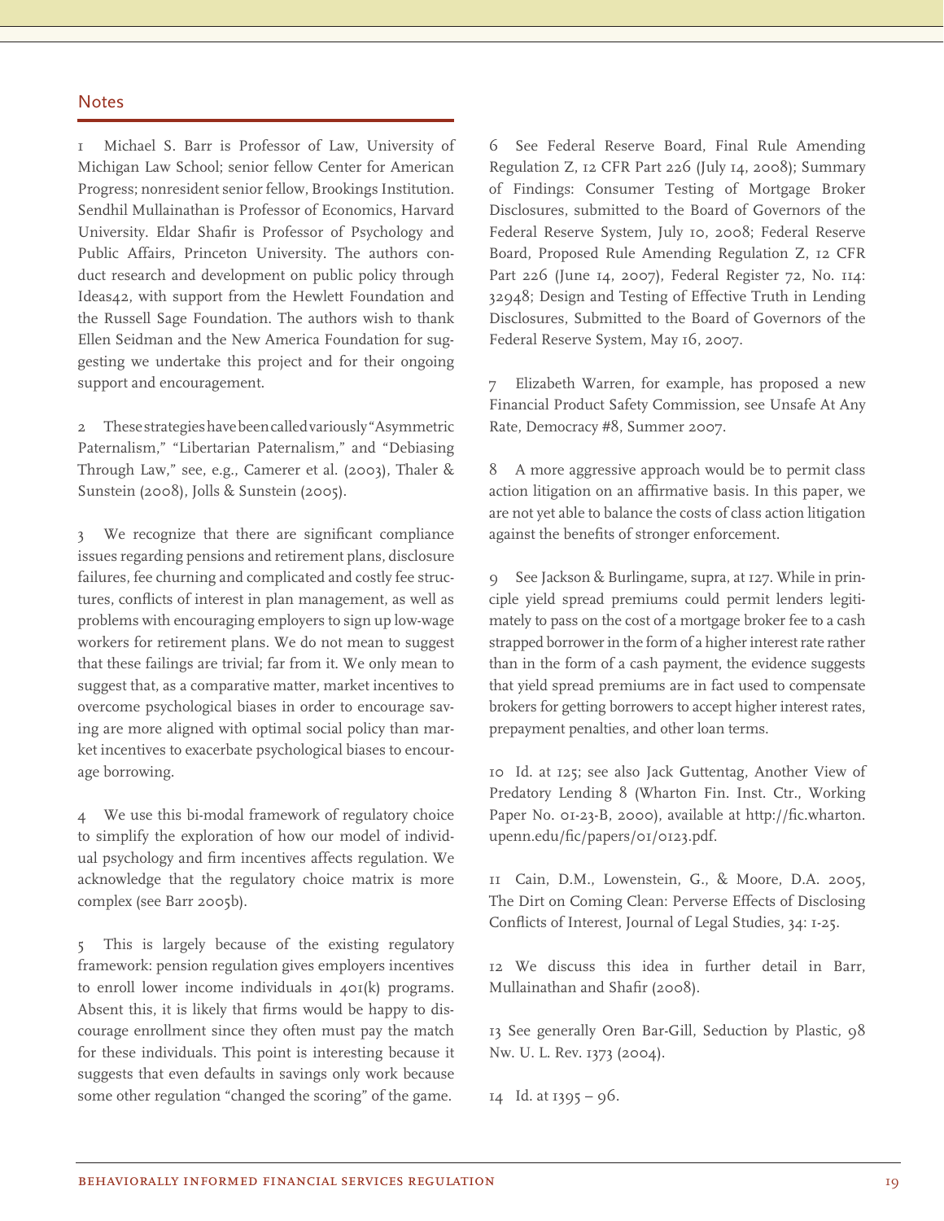## Notes

1 Michael S. Barr is Professor of Law, University of Michigan Law School; senior fellow Center for American Progress; nonresident senior fellow, Brookings Institution. Sendhil Mullainathan is Professor of Economics, Harvard University. Eldar Shafir is Professor of Psychology and Public Affairs, Princeton University. The authors conduct research and development on public policy through Ideas42, with support from the Hewlett Foundation and the Russell Sage Foundation. The authors wish to thank Ellen Seidman and the New America Foundation for suggesting we undertake this project and for their ongoing support and encouragement.

2 These strategies have been called variously "Asymmetric Paternalism," "Libertarian Paternalism," and "Debiasing Through Law," see, e.g., Camerer et al. (2003), Thaler & Sunstein (2008), Jolls & Sunstein (2005).

3 We recognize that there are significant compliance issues regarding pensions and retirement plans, disclosure failures, fee churning and complicated and costly fee structures, conflicts of interest in plan management, as well as problems with encouraging employers to sign up low-wage workers for retirement plans. We do not mean to suggest that these failings are trivial; far from it. We only mean to suggest that, as a comparative matter, market incentives to overcome psychological biases in order to encourage saving are more aligned with optimal social policy than market incentives to exacerbate psychological biases to encourage borrowing.

4 We use this bi-modal framework of regulatory choice to simplify the exploration of how our model of individual psychology and firm incentives affects regulation. We acknowledge that the regulatory choice matrix is more complex (see Barr 2005b).

5 This is largely because of the existing regulatory framework: pension regulation gives employers incentives to enroll lower income individuals in 401(k) programs. Absent this, it is likely that firms would be happy to discourage enrollment since they often must pay the match for these individuals. This point is interesting because it suggests that even defaults in savings only work because some other regulation "changed the scoring" of the game.

6 See Federal Reserve Board, Final Rule Amending Regulation Z, 12 CFR Part 226 (July 14, 2008); Summary of Findings: Consumer Testing of Mortgage Broker Disclosures, submitted to the Board of Governors of the Federal Reserve System, July 10, 2008; Federal Reserve Board, Proposed Rule Amending Regulation Z, 12 CFR Part 226 (June 14, 2007), Federal Register 72, No. 114: 32948; Design and Testing of Effective Truth in Lending Disclosures, Submitted to the Board of Governors of the Federal Reserve System, May 16, 2007.

7 Elizabeth Warren, for example, has proposed a new Financial Product Safety Commission, see Unsafe At Any Rate, Democracy #8, Summer 2007.

8 A more aggressive approach would be to permit class action litigation on an affirmative basis. In this paper, we are not yet able to balance the costs of class action litigation against the benefits of stronger enforcement.

9 See Jackson & Burlingame, supra, at 127. While in principle yield spread premiums could permit lenders legitimately to pass on the cost of a mortgage broker fee to a cash strapped borrower in the form of a higher interest rate rather than in the form of a cash payment, the evidence suggests that yield spread premiums are in fact used to compensate brokers for getting borrowers to accept higher interest rates, prepayment penalties, and other loan terms.

10 Id. at 125; see also Jack Guttentag, Another View of Predatory Lending 8 (Wharton Fin. Inst. Ctr., Working Paper No. 01-23-B, 2000), available at http://fic.wharton.upenn.edu/fic/papers/01/0123.pdf.

11 Cain, D.M., Lowenstein, G., & Moore, D.A. 2005, The Dirt on Coming Clean: Perverse Effects of Disclosing Conflicts of Interest, Journal of Legal Studies, 34: 1-25.

12 We discuss this idea in further detail in Barr, Mullainathan and Shafir (2008).

13 See generally Oren Bar-Gill, Seduction by Plastic, 98 Nw. U. L. Rev. 1373 (2004).

14 Id. at 1395 – 96.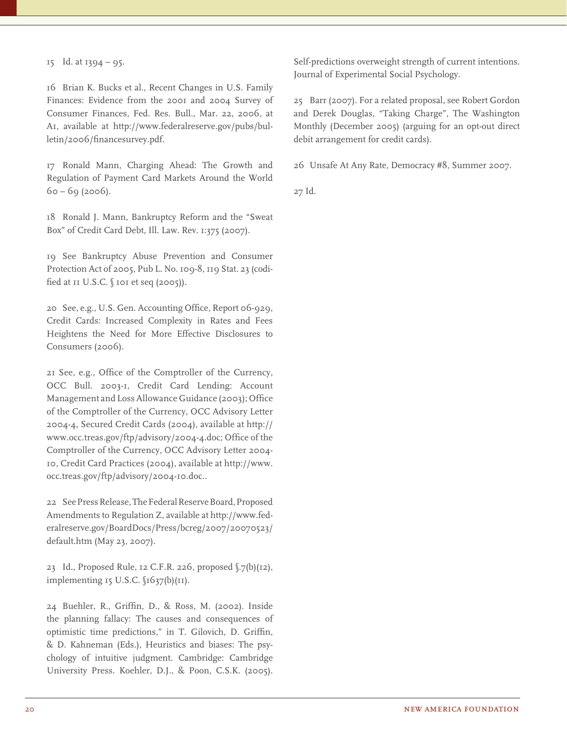15 Id. at 1394 – 95.

16 Brian K. Bucks et al., Recent Changes in U.S. Family Finances: Evidence from the 2001 and 2004 Survey of Consumer Finances, Fed. Res. Bull., Mar. 22, 2006, at A1, available at http://www.federalreserve.gov/pubs/bulletin/2006/financesurvey.pdf.

17 Ronald Mann, Charging Ahead: The Growth and Regulation of Payment Card Markets Around the World 60 – 69 (2006).

18 Ronald J. Mann, Bankruptcy Reform and the "Sweat Box" of Credit Card Debt, Ill. Law. Rev. 1:375 (2007).

19 See Bankruptcy Abuse Prevention and Consumer Protection Act of 2005, Pub L. No. 109-8, 119 Stat. 23 (codified at 11 U.S.C. § 101 et seq (2005)).

20 See, e.g., U.S. Gen. Accounting Office, Report 06-929, Credit Cards: Increased Complexity in Rates and Fees Heightens the Need for More Effective Disclosures to Consumers (2006).

21 See, e.g., Office of the Comptroller of the Currency, OCC Bull. 2003-1, Credit Card Lending: Account Management and Loss Allowance Guidance (2003); Office of the Comptroller of the Currency, OCC Advisory Letter 2004-4, Secured Credit Cards (2004), available at http://www.occ.treas.gov/ftp/advisory/2004-4.doc; Office of the Comptroller of the Currency, OCC Advisory Letter 2004-10, Credit Card Practices (2004), available at http://www.occ.treas.gov/ftp/advisory/2004-10.doc..

22 See Press Release, The Federal Reserve Board, Proposed Amendments to Regulation Z, available at http://www.federalreserve.gov/BoardDocs/Press/bcreg/2007/20070523/default.htm (May 23, 2007).

23 Id., Proposed Rule, 12 C.F.R. 226, proposed §.7(b)(12), implementing 15 U.S.C. §1637(b)(11).

24 Buehler, R., Griffin, D., & Ross, M. (2002). Inside the planning fallacy: The causes and consequences of optimistic time predictions," in T. Gilovich, D. Griffin, & D. Kahneman (Eds.), Heuristics and biases: The psychology of intuitive judgment. Cambridge: Cambridge University Press. Koehler, D.J., & Poon, C.S.K. (2005). Self-predictions overweight strength of current intentions. Journal of Experimental Social Psychology.

25 Barr (2007). For a related proposal, see Robert Gordon and Derek Douglas, "Taking Charge", The Washington Monthly (December 2005) (arguing for an opt-out direct debit arrangement for credit cards).

26 Unsafe At Any Rate, Democracy #8, Summer 2007.

27 Id.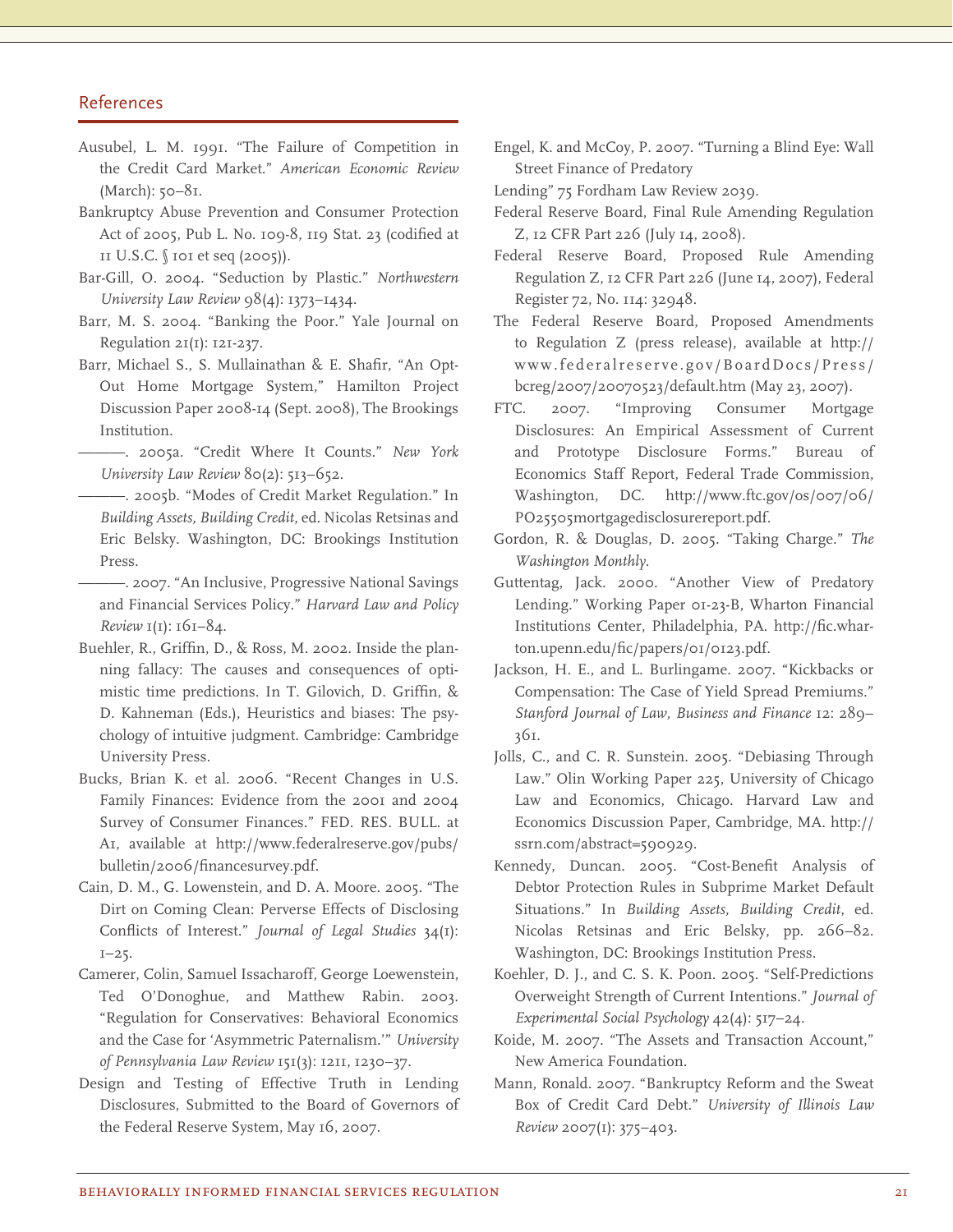## References

Ausubel, L. M. 1991. "The Failure of Competition in the Credit Card Market." *American Economic Review* (March): 50–81.

Bankruptcy Abuse Prevention and Consumer Protection Act of 2005, Pub L. No. 109-8, 119 Stat. 23 (codified at 11 U.S.C. § 101 et seq (2005)).

Bar-Gill, O. 2004. "Seduction by Plastic." *Northwestern University Law Review* 98(4): 1373–1434.

Barr, M. S. 2004. "Banking the Poor." Yale Journal on Regulation 21(1): 121-237.

Barr, Michael S., S. Mullainathan & E. Shafir, "An Opt-Out Home Mortgage System," Hamilton Project Discussion Paper 2008-14 (Sept. 2008), The Brookings Institution.

———. 2005a. "Credit Where It Counts." *New York University Law Review* 80(2): 513–652.

———. 2005b. "Modes of Credit Market Regulation." In *Building Assets, Building Credit*, ed. Nicolas Retsinas and Eric Belsky. Washington, DC: Brookings Institution Press.

———. 2007. "An Inclusive, Progressive National Savings and Financial Services Policy." *Harvard Law and Policy Review* 1(1): 161–84.

Buehler, R., Griffin, D., & Ross, M. 2002. Inside the planning fallacy: The causes and consequences of optimistic time predictions. In T. Gilovich, D. Griffin, & D. Kahneman (Eds.), Heuristics and biases: The psychology of intuitive judgment. Cambridge: Cambridge University Press.

Bucks, Brian K. et al. 2006. "Recent Changes in U.S. Family Finances: Evidence from the 2001 and 2004 Survey of Consumer Finances." FED. RES. BULL. at A1, available at http://www.federalreserve.gov/pubs/bulletin/2006/financesurvey.pdf.

Cain, D. M., G. Lowenstein, and D. A. Moore. 2005. "The Dirt on Coming Clean: Perverse Effects of Disclosing Conflicts of Interest." *Journal of Legal Studies* 34(1): 1–25.

Camerer, Colin, Samuel Issacharoff, George Loewenstein, Ted O'Donoghue, and Matthew Rabin. 2003. "Regulation for Conservatives: Behavioral Economics and the Case for 'Asymmetric Paternalism.'" *University of Pennsylvania Law Review* 151(3): 1211, 1230–37.

Design and Testing of Effective Truth in Lending Disclosures, Submitted to the Board of Governors of the Federal Reserve System, May 16, 2007.

Engel, K. and McCoy, P. 2007. "Turning a Blind Eye: Wall Street Finance of Predatory Lending" 75 Fordham Law Review 2039.

Federal Reserve Board, Final Rule Amending Regulation Z, 12 CFR Part 226 (July 14, 2008).

Federal Reserve Board, Proposed Rule Amending Regulation Z, 12 CFR Part 226 (June 14, 2007), Federal Register 72, No. 114: 32948.

The Federal Reserve Board, Proposed Amendments to Regulation Z (press release), available at http://www.federalreserve.gov/BoardDocs/Press/bcreg/2007/20070523/default.htm (May 23, 2007).

FTC. 2007. "Improving Consumer Mortgage Disclosures: An Empirical Assessment of Current and Prototype Disclosure Forms." Bureau of Economics Staff Report, Federal Trade Commission, Washington, DC. http://www.ftc.gov/os/007/06/PO25505mortgagedisclosurereport.pdf.

Gordon, R. & Douglas, D. 2005. "Taking Charge." *The Washington Monthly*.

Guttentag, Jack. 2000. "Another View of Predatory Lending." Working Paper 01-23-B, Wharton Financial Institutions Center, Philadelphia, PA. http://fic.wharton.upenn.edu/fic/papers/01/0123.pdf.

Jackson, H. E., and L. Burlingame. 2007. "Kickbacks or Compensation: The Case of Yield Spread Premiums." *Stanford Journal of Law, Business and Finance* 12: 289–361.

Jolls, C., and C. R. Sunstein. 2005. "Debiasing Through Law." Olin Working Paper 225, University of Chicago Law and Economics, Chicago. Harvard Law and Economics Discussion Paper, Cambridge, MA. http://ssrn.com/abstract=590929.

Kennedy, Duncan. 2005. "Cost-Benefit Analysis of Debtor Protection Rules in Subprime Market Default Situations." In *Building Assets, Building Credit*, ed. Nicolas Retsinas and Eric Belsky, pp. 266–82. Washington, DC: Brookings Institution Press.

Koehler, D. J., and C. S. K. Poon. 2005. "Self-Predictions Overweight Strength of Current Intentions." *Journal of Experimental Social Psychology* 42(4): 517–24.

Koide, M. 2007. "The Assets and Transaction Account," New America Foundation.

Mann, Ronald. 2007. "Bankruptcy Reform and the Sweat Box of Credit Card Debt." *University of Illinois Law Review* 2007(1): 375–403.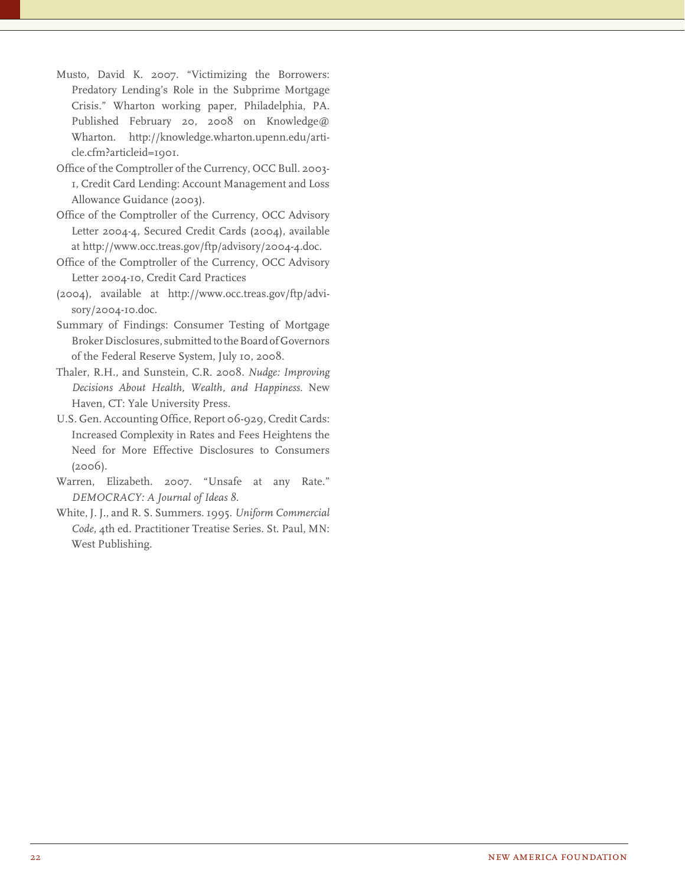Musto, David K. 2007. "Victimizing the Borrowers: Predatory Lending's Role in the Subprime Mortgage Crisis." Wharton working paper, Philadelphia, PA. Published February 20, 2008 on Knowledge@ Wharton. http://knowledge.wharton.upenn.edu/article.cfm?articleid=1901.

Office of the Comptroller of the Currency, OCC Bull. 2003-1, Credit Card Lending: Account Management and Loss Allowance Guidance (2003).

Office of the Comptroller of the Currency, OCC Advisory Letter 2004-4, Secured Credit Cards (2004), available at http://www.occ.treas.gov/ftp/advisory/2004-4.doc.

Office of the Comptroller of the Currency, OCC Advisory Letter 2004-10, Credit Card Practices (2004), available at http://www.occ.treas.gov/ftp/advisory/2004-10.doc.

Summary of Findings: Consumer Testing of Mortgage Broker Disclosures, submitted to the Board of Governors of the Federal Reserve System, July 10, 2008.

Thaler, R.H., and Sunstein, C.R. 2008. *Nudge: Improving Decisions About Health, Wealth, and Happiness.* New Haven, CT: Yale University Press.

U.S. Gen. Accounting Office, Report 06-929, Credit Cards: Increased Complexity in Rates and Fees Heightens the Need for More Effective Disclosures to Consumers (2006).

Warren, Elizabeth. 2007. "Unsafe at any Rate." *DEMOCRACY: A Journal of Ideas 8.*

White, J. J., and R. S. Summers. 1995. *Uniform Commercial Code*, 4th ed. Practitioner Treatise Series. St. Paul, MN: West Publishing.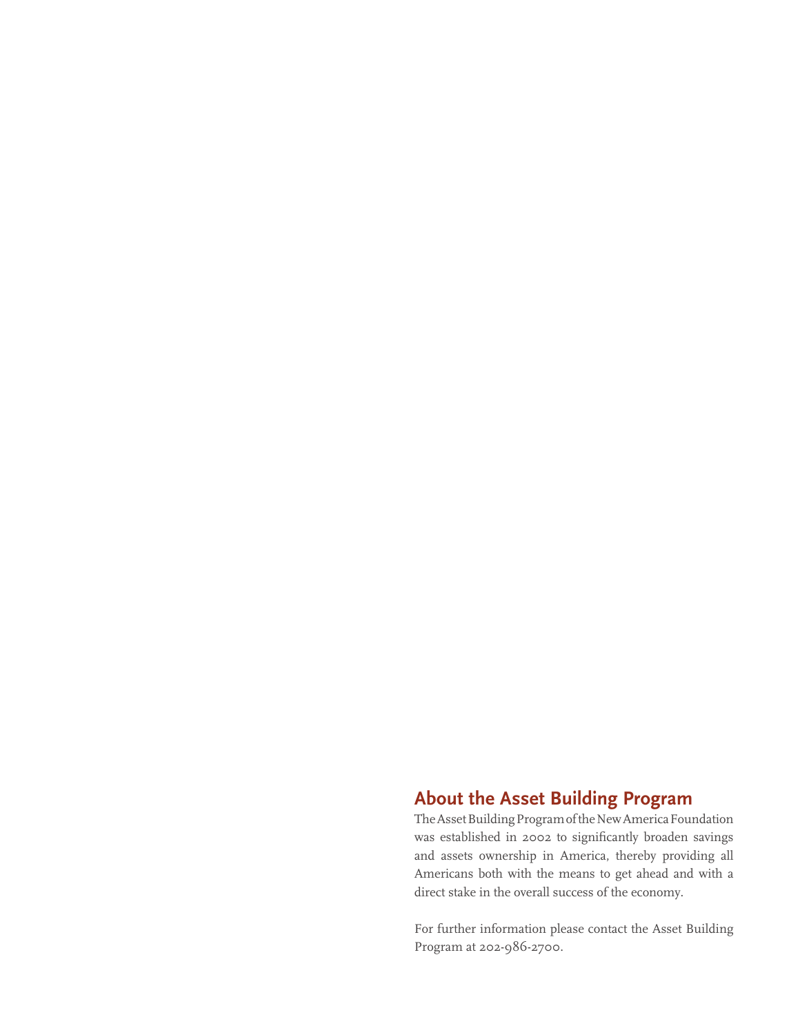## About the Asset Building Program

The Asset Building Program of the New America Foundation was established in 2002 to significantly broaden savings and assets ownership in America, thereby providing all Americans both with the means to get ahead and with a direct stake in the overall success of the economy.

For further information please contact the Asset Building Program at 202-986-2700.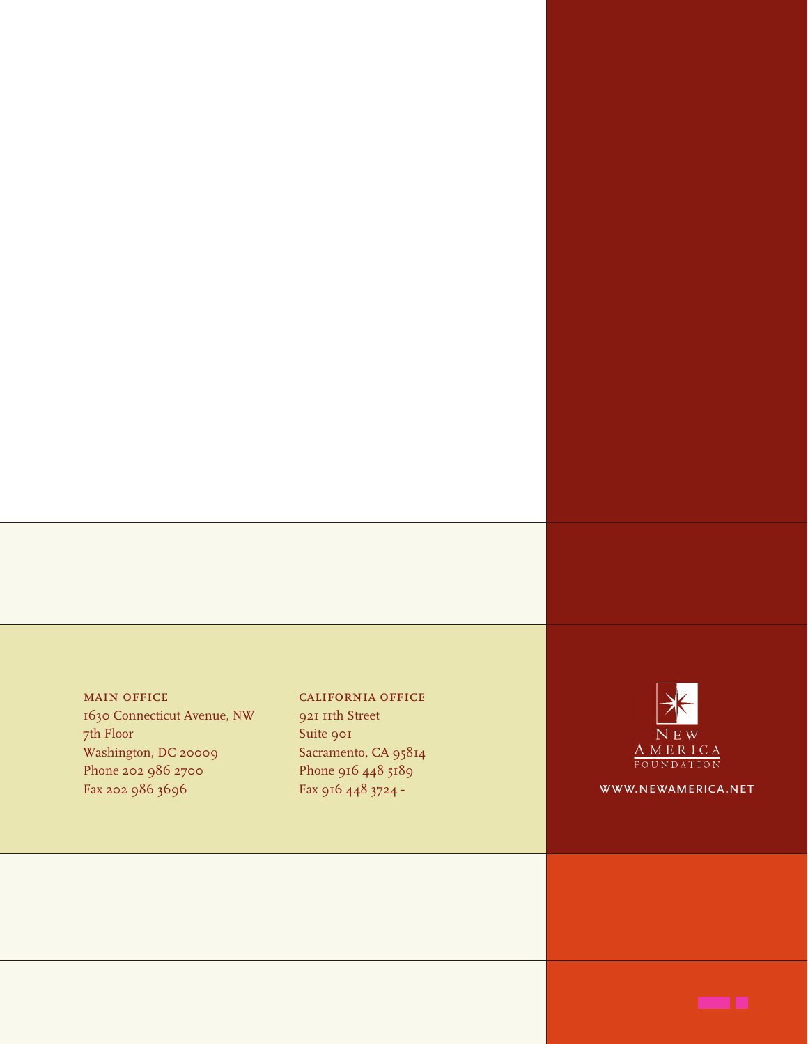**MAIN OFFICE**
1630 Connecticut Avenue, NW
7th Floor
Washington, DC 20009
Phone 202 986 2700
Fax 202 986 3696

**CALIFORNIA OFFICE**
921 11th Street
Suite 901
Sacramento, CA 95814
Phone 916 448 5189
Fax 916 448 3724 -

NEW AMERICA FOUNDATION

WWW.NEWAMERICA.NET